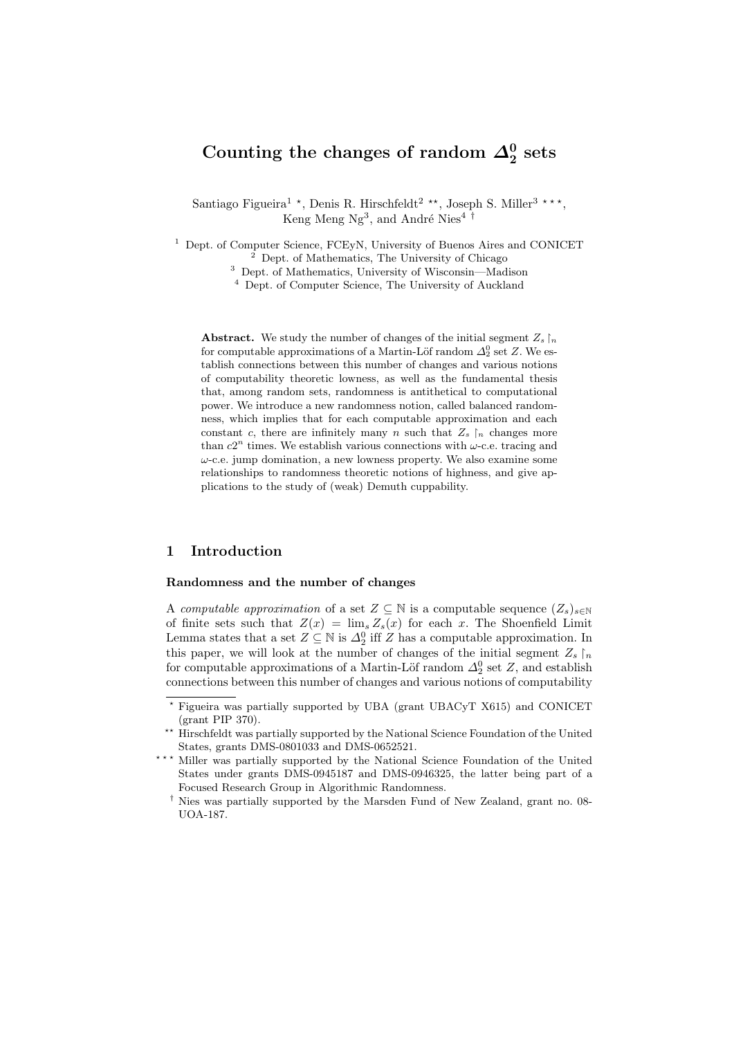# Counting the changes of random $\Delta^0_2$ sets

Santiago Figueira[1] *, Denis R. Hirschfeldt[2] **, Joseph S. Miller[3] ***, Keng Meng Ng[3], and André Nies[4] †

[1] Dept. of Computer Science, FCEyN, University of Buenos Aires and CONICET
[2] Dept. of Mathematics, The University of Chicago
[3] Dept. of Mathematics, University of Wisconsin—Madison
[4] Dept. of Computer Science, The University of Auckland

**Abstract.** We study the number of changes of the initial segment $Z_s \upharpoonright_n$ for computable approximations of a Martin-Löf random $\Delta^0_2$ set $Z$. We establish connections between this number of changes and various notions of computability theoretic lowness, as well as the fundamental thesis that, among random sets, randomness is antithetical to computational power. We introduce a new randomness notion, called balanced randomness, which implies that for each computable approximation and each constant $c$, there are infinitely many $n$ such that $Z_s \upharpoonright_n$ changes more than $c2^n$ times. We establish various connections with $\omega$-c.e. tracing and $\omega$-c.e. jump domination, a new lowness property. We also examine some relationships to randomness theoretic notions of highness, and give applications to the study of (weak) Demuth cuppability.

## 1 Introduction

### Randomness and the number of changes

A *computable approximation* of a set $Z \subseteq \mathbb{N}$ is a computable sequence $(Z_s)_{s\in\mathbb{N}}$ of finite sets such that $Z(x) = \lim_s Z_s(x)$ for each $x$. The Shoenfield Limit Lemma states that a set $Z \subseteq \mathbb{N}$ is $\Delta^0_2$ iff $Z$ has a computable approximation. In this paper, we will look at the number of changes of the initial segment $Z_s \upharpoonright_n$ for computable approximations of a Martin-Löf random $\Delta^0_2$ set $Z$, and establish connections between this number of changes and various notions of computability

---

* Figueira was partially supported by UBA (grant UBACyT X615) and CONICET (grant PIP 370).

** Hirschfeldt was partially supported by the National Science Foundation of the United States, grants DMS-0801033 and DMS-0652521.

*** Miller was partially supported by the National Science Foundation of the United States under grants DMS-0945187 and DMS-0946325, the latter being part of a Focused Research Group in Algorithmic Randomness.

† Nies was partially supported by the Marsden Fund of New Zealand, grant no. 08-UOA-187.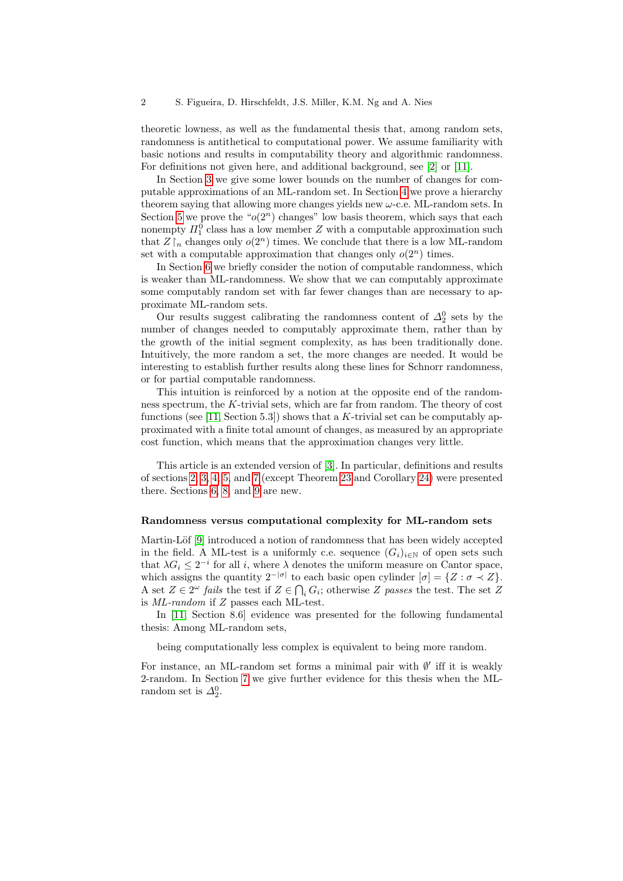theoretic lowness, as well as the fundamental thesis that, among random sets, randomness is antithetical to computational power. We assume familiarity with basic notions and results in computability theory and algorithmic randomness. For definitions not given here, and additional background, see [2] or [11].

In Section 3 we give some lower bounds on the number of changes for computable approximations of an ML-random set. In Section 4 we prove a hierarchy theorem saying that allowing more changes yields new $\omega$-c.e. ML-random sets. In Section 5 we prove the "$o(2^n)$ changes" low basis theorem, which says that each nonempty $\Pi^0_1$ class has a low member $Z$ with a computable approximation such that $Z\upharpoonright_n$ changes only $o(2^n)$ times. We conclude that there is a low ML-random set with a computable approximation that changes only $o(2^n)$ times.

In Section 6 we briefly consider the notion of computable randomness, which is weaker than ML-randomness. We show that we can computably approximate some computably random set with far fewer changes than are necessary to approximate ML-random sets.

Our results suggest calibrating the randomness content of $\Delta^0_2$ sets by the number of changes needed to computably approximate them, rather than by the growth of the initial segment complexity, as has been traditionally done. Intuitively, the more random a set, the more changes are needed. It would be interesting to establish further results along these lines for Schnorr randomness, or for partial computable randomness.

This intuition is reinforced by a notion at the opposite end of the randomness spectrum, the $K$-trivial sets, which are far from random. The theory of cost functions (see [11, Section 5.3]) shows that a $K$-trivial set can be computably approximated with a finite total amount of changes, as measured by an appropriate cost function, which means that the approximation changes very little.

This article is an extended version of [3]. In particular, definitions and results of sections 2, 3, 4, 5, and 7 (except Theorem 23 and Corollary 24) were presented there. Sections 6, 8, and 9 are new.

**Randomness versus computational complexity for ML-random sets**

Martin-Löf [9] introduced a notion of randomness that has been widely accepted in the field. A ML-test is a uniformly c.e. sequence $(G_i)_{i\in\mathbb{N}}$ of open sets such that $\lambda G_i \leq 2^{-i}$ for all $i$, where $\lambda$ denotes the uniform measure on Cantor space, which assigns the quantity $2^{-|\sigma|}$ to each basic open cylinder $[\sigma] = \{Z : \sigma \prec Z\}$. A set $Z \in 2^\omega$ *fails* the test if $Z \in \bigcap_i G_i$; otherwise $Z$ *passes* the test. The set $Z$ is *ML-random* if $Z$ passes each ML-test.

In [11, Section 8.6] evidence was presented for the following fundamental thesis: Among ML-random sets,

being computationally less complex is equivalent to being more random.

For instance, an ML-random set forms a minimal pair with $\emptyset'$ iff it is weakly 2-random. In Section 7 we give further evidence for this thesis when the ML-random set is $\Delta^0_2$.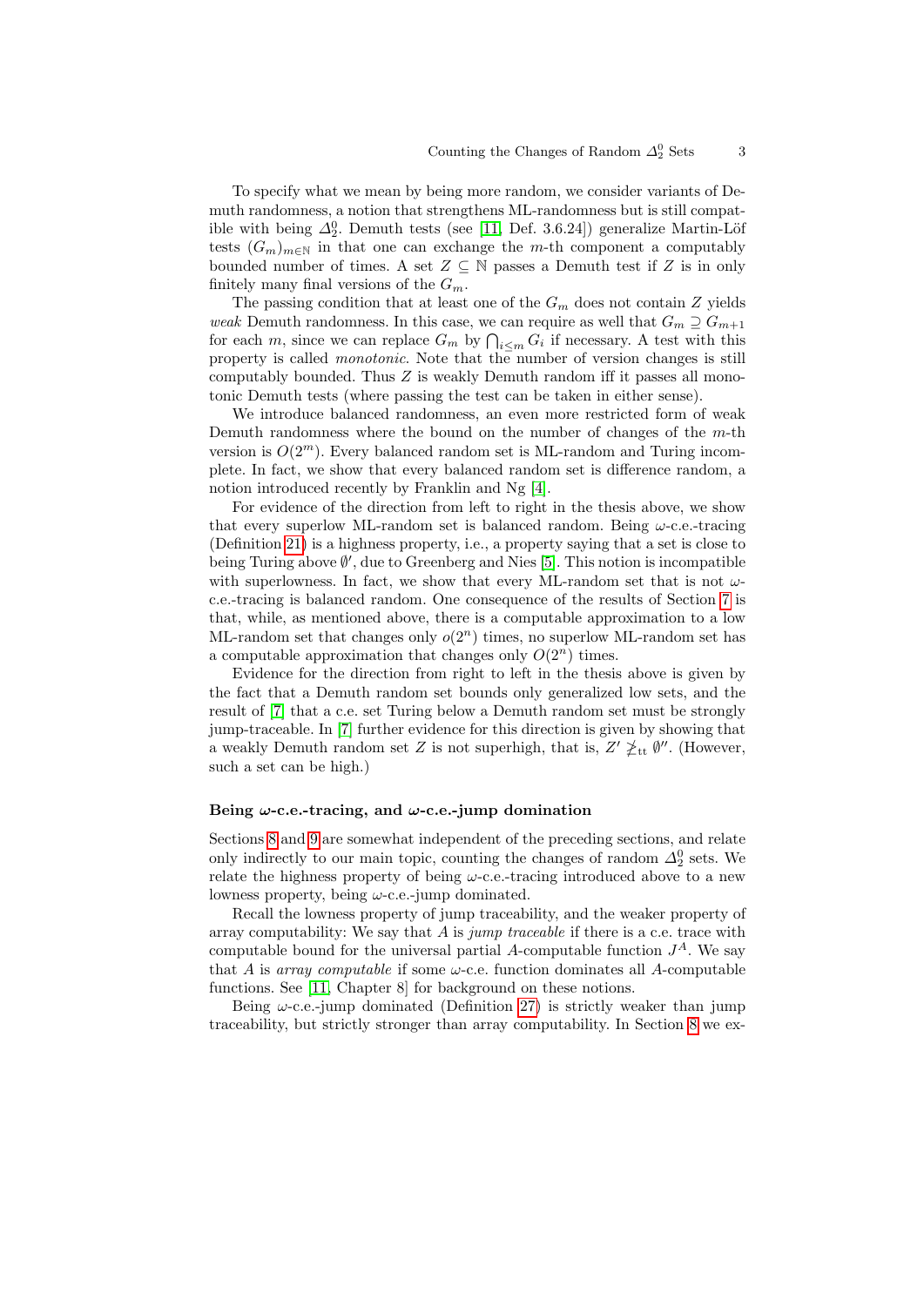To specify what we mean by being more random, we consider variants of Demuth randomness, a notion that strengthens ML-randomness but is still compatible with being $\Delta^0_2$. Demuth tests (see [11, Def. 3.6.24]) generalize Martin-Löf tests $(G_m)_{m\in\mathbb{N}}$ in that one can exchange the $m$-th component a computably bounded number of times. A set $Z \subseteq \mathbb{N}$ passes a Demuth test if $Z$ is in only finitely many final versions of the $G_m$.

The passing condition that at least one of the $G_m$ does not contain $Z$ yields *weak* Demuth randomness. In this case, we can require as well that $G_m \supseteq G_{m+1}$ for each $m$, since we can replace $G_m$ by $\bigcap_{i\le m} G_i$ if necessary. A test with this property is called *monotonic*. Note that the number of version changes is still computably bounded. Thus $Z$ is weakly Demuth random iff it passes all monotonic Demuth tests (where passing the test can be taken in either sense).

We introduce balanced randomness, an even more restricted form of weak Demuth randomness where the bound on the number of changes of the $m$-th version is $O(2^m)$. Every balanced random set is ML-random and Turing incomplete. In fact, we show that every balanced random set is difference random, a notion introduced recently by Franklin and Ng [4].

For evidence of the direction from left to right in the thesis above, we show that every superlow ML-random set is balanced random. Being $\omega$-c.e.-tracing (Definition 21) is a highness property, i.e., a property saying that a set is close to being Turing above $\emptyset'$, due to Greenberg and Nies [5]. This notion is incompatible with superlowness. In fact, we show that every ML-random set that is not $\omega$-c.e.-tracing is balanced random. One consequence of the results of Section 7 is that, while, as mentioned above, there is a computable approximation to a low ML-random set that changes only $o(2^n)$ times, no superlow ML-random set has a computable approximation that changes only $O(2^n)$ times.

Evidence for the direction from right to left in the thesis above is given by the fact that a Demuth random set bounds only generalized low sets, and the result of [7] that a c.e. set Turing below a Demuth random set must be strongly jump-traceable. In [7] further evidence for this direction is given by showing that a weakly Demuth random set $Z$ is not superhigh, that is, $Z' \not\geq_{tt} \emptyset''$. (However, such a set can be high.)

#### Being $\omega$-c.e.-tracing, and $\omega$-c.e.-jump domination

Sections 8 and 9 are somewhat independent of the preceding sections, and relate only indirectly to our main topic, counting the changes of random $\Delta^0_2$ sets. We relate the highness property of being $\omega$-c.e.-tracing introduced above to a new lowness property, being $\omega$-c.e.-jump dominated.

Recall the lowness property of jump traceability, and the weaker property of array computability: We say that $A$ is *jump traceable* if there is a c.e. trace with computable bound for the universal partial $A$-computable function $J^A$. We say that $A$ is *array computable* if some $\omega$-c.e. function dominates all $A$-computable functions. See [11, Chapter 8] for background on these notions.

Being $\omega$-c.e.-jump dominated (Definition 27) is strictly weaker than jump traceability, but strictly stronger than array computability. In Section 8 we ex-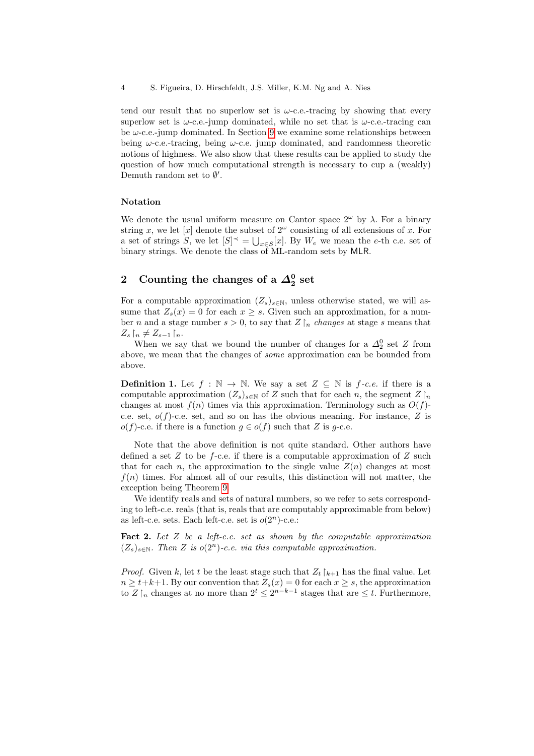tend our result that no superlow set is $\omega$-c.e.-tracing by showing that every superlow set is $\omega$-c.e.-jump dominated, while no set that is $\omega$-c.e.-tracing can be $\omega$-c.e.-jump dominated. In Section 9 we examine some relationships between being $\omega$-c.e.-tracing, being $\omega$-c.e. jump dominated, and randomness theoretic notions of highness. We also show that these results can be applied to study the question of how much computational strength is necessary to cup a (weakly) Demuth random set to $\emptyset'$.

### Notation

We denote the usual uniform measure on Cantor space $2^\omega$ by $\lambda$. For a binary string $x$, we let $[x]$ denote the subset of $2^\omega$ consisting of all extensions of $x$. For a set of strings $S$, we let $[S]^\prec = \bigcup_{x \in S}[x]$. By $W_e$ we mean the $e$-th c.e. set of binary strings. We denote the class of ML-random sets by MLR.

## 2 Counting the changes of a $\Delta^0_2$ set

For a computable approximation $(Z_s)_{s\in\mathbb{N}}$, unless otherwise stated, we will assume that $Z_s(x) = 0$ for each $x \geq s$. Given such an approximation, for a number $n$ and a stage number $s > 0$, to say that $Z\restriction_n$ *changes* at stage $s$ means that $Z_s\restriction_n \neq Z_{s-1}\restriction_n$.

When we say that we bound the number of changes for a $\Delta^0_2$ set $Z$ from above, we mean that the changes of *some* approximation can be bounded from above.

**Definition 1.** Let $f : \mathbb{N} \to \mathbb{N}$. We say a set $Z \subseteq \mathbb{N}$ is *$f$-c.e.* if there is a computable approximation $(Z_s)_{s\in\mathbb{N}}$ of $Z$ such that for each $n$, the segment $Z\restriction_n$ changes at most $f(n)$ times via this approximation. Terminology such as $O(f)$-c.e. set, $o(f)$-c.e. set, and so on has the obvious meaning. For instance, $Z$ is $o(f)$-c.e. if there is a function $g \in o(f)$ such that $Z$ is $g$-c.e.

Note that the above definition is not quite standard. Other authors have defined a set $Z$ to be $f$-c.e. if there is a computable approximation of $Z$ such that for each $n$, the approximation to the single value $Z(n)$ changes at most $f(n)$ times. For almost all of our results, this distinction will not matter, the exception being Theorem 9.

We identify reals and sets of natural numbers, so we refer to sets corresponding to left-c.e. reals (that is, reals that are computably approximable from below) as left-c.e. sets. Each left-c.e. set is $o(2^n)$-c.e.:

**Fact 2.** *Let $Z$ be a left-c.e. set as shown by the computable approximation $(Z_s)_{s\in\mathbb{N}}$. Then $Z$ is $o(2^n)$-c.e. via this computable approximation.*

*Proof.* Given $k$, let $t$ be the least stage such that $Z_t\restriction_{k+1}$ has the final value. Let $n \geq t+k+1$. By our convention that $Z_s(x) = 0$ for each $x \geq s$, the approximation to $Z\restriction_n$ changes at no more than $2^t \leq 2^{n-k-1}$ stages that are $\leq t$. Furthermore,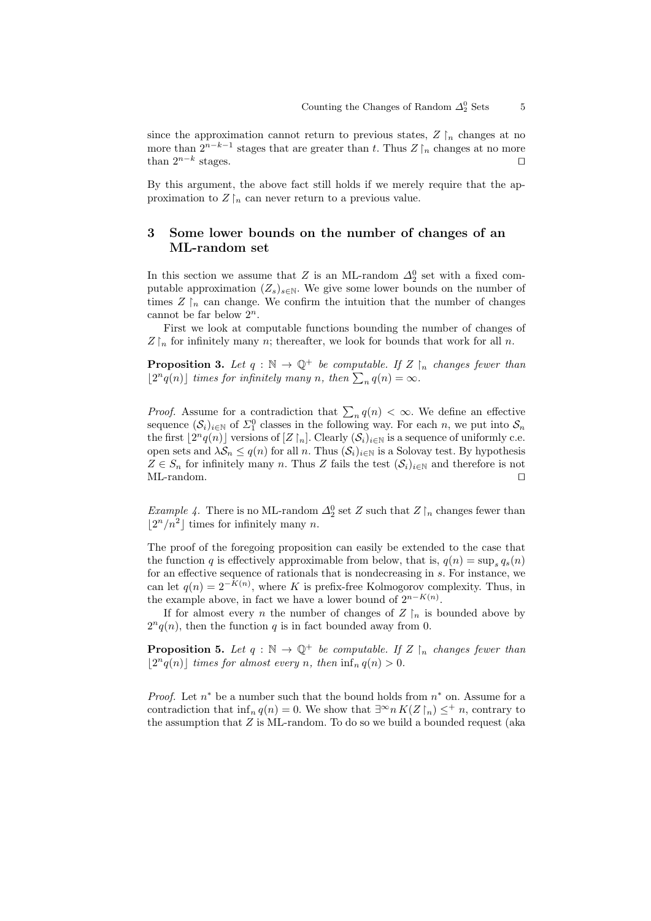since the approximation cannot return to previous states, $Z\restriction_n$ changes at no more than $2^{n-k-1}$ stages that are greater than $t$. Thus $Z\restriction_n$ changes at no more than $2^{n-k}$ stages. □

By this argument, the above fact still holds if we merely require that the approximation to $Z\restriction_n$ can never return to a previous value.

## 3 Some lower bounds on the number of changes of an ML-random set

In this section we assume that $Z$ is an ML-random $\Delta^0_2$ set with a fixed computable approximation $(Z_s)_{s\in\mathbb{N}}$. We give some lower bounds on the number of times $Z\restriction_n$ can change. We confirm the intuition that the number of changes cannot be far below $2^n$.

First we look at computable functions bounding the number of changes of $Z\restriction_n$ for infinitely many $n$; thereafter, we look for bounds that work for all $n$.

**Proposition 3.** *Let $q : \mathbb{N} \to \mathbb{Q}^+$ be computable. If $Z\restriction_n$ changes fewer than $\lfloor 2^n q(n)\rfloor$ times for infinitely many $n$, then $\sum_n q(n) = \infty$.*

*Proof.* Assume for a contradiction that $\sum_n q(n) < \infty$. We define an effective sequence $(\mathcal{S}_i)_{i\in\mathbb{N}}$ of $\Sigma^0_1$ classes in the following way. For each $n$, we put into $\mathcal{S}_n$ the first $\lfloor 2^n q(n)\rfloor$ versions of $[Z\restriction_n]$. Clearly $(\mathcal{S}_i)_{i\in\mathbb{N}}$ is a sequence of uniformly c.e. open sets and $\lambda\mathcal{S}_n \leq q(n)$ for all $n$. Thus $(\mathcal{S}_i)_{i\in\mathbb{N}}$ is a Solovay test. By hypothesis $Z \in S_n$ for infinitely many $n$. Thus $Z$ fails the test $(\mathcal{S}_i)_{i\in\mathbb{N}}$ and therefore is not ML-random. □

*Example 4.* There is no ML-random $\Delta^0_2$ set $Z$ such that $Z\restriction_n$ changes fewer than $\lfloor 2^n/n^2\rfloor$ times for infinitely many $n$.

The proof of the foregoing proposition can easily be extended to the case that the function $q$ is effectively approximable from below, that is, $q(n) = \sup_s q_s(n)$ for an effective sequence of rationals that is nondecreasing in $s$. For instance, we can let $q(n) = 2^{-K(n)}$, where $K$ is prefix-free Kolmogorov complexity. Thus, in the example above, in fact we have a lower bound of $2^{n-K(n)}$.

If for almost every $n$ the number of changes of $Z\restriction_n$ is bounded above by $2^n q(n)$, then the function $q$ is in fact bounded away from 0.

**Proposition 5.** *Let $q : \mathbb{N} \to \mathbb{Q}^+$ be computable. If $Z\restriction_n$ changes fewer than $\lfloor 2^n q(n)\rfloor$ times for almost every $n$, then $\inf_n q(n) > 0$.*

*Proof.* Let $n^*$ be a number such that the bound holds from $n^*$ on. Assume for a contradiction that $\inf_n q(n) = 0$. We show that $\exists^\infty n\, K(Z\restriction_n) \leq^+ n$, contrary to the assumption that $Z$ is ML-random. To do so we build a bounded request (aka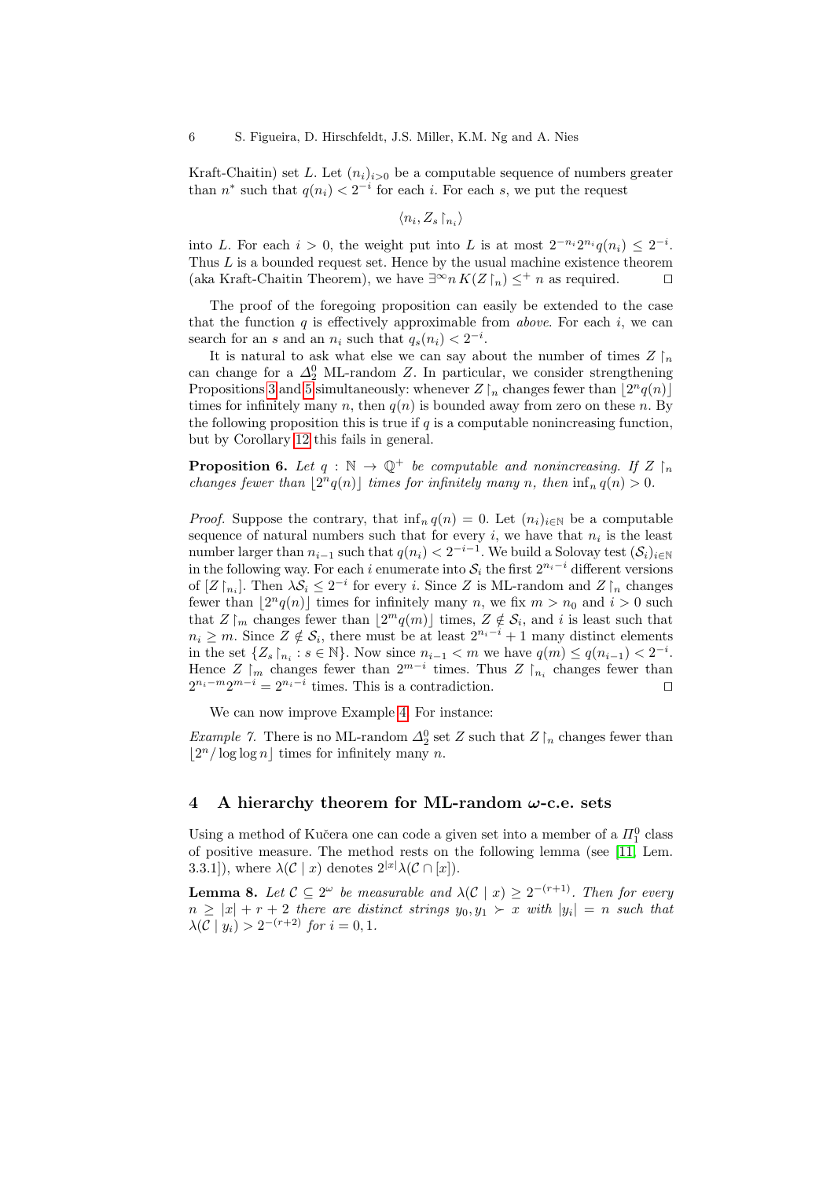Kraft-Chaitin) set $L$. Let $(n_i)_{i>0}$ be a computable sequence of numbers greater than $n^*$ such that $q(n_i) < 2^{-i}$ for each $i$. For each $s$, we put the request

$$\langle n_i, Z_s \upharpoonright_{n_i} \rangle$$

into $L$. For each $i > 0$, the weight put into $L$ is at most $2^{-n_i} 2^{n_i} q(n_i) \leq 2^{-i}$. Thus $L$ is a bounded request set. Hence by the usual machine existence theorem (aka Kraft-Chaitin Theorem), we have $\exists^\infty n\, K(Z\upharpoonright_n) \leq^+ n$ as required. $\square$

The proof of the foregoing proposition can easily be extended to the case that the function $q$ is effectively approximable from *above*. For each $i$, we can search for an $s$ and an $n_i$ such that $q_s(n_i) < 2^{-i}$.

It is natural to ask what else we can say about the number of times $Z\upharpoonright_n$ can change for a $\Delta^0_2$ ML-random $Z$. In particular, we consider strengthening Propositions 3 and 5 simultaneously: whenever $Z\upharpoonright_n$ changes fewer than $\lfloor 2^n q(n) \rfloor$ times for infinitely many $n$, then $q(n)$ is bounded away from zero on these $n$. By the following proposition this is true if $q$ is a computable nonincreasing function, but by Corollary 12 this fails in general.

**Proposition 6.** *Let $q : \mathbb{N} \to \mathbb{Q}^+$ be computable and nonincreasing. If $Z\upharpoonright_n$ changes fewer than $\lfloor 2^n q(n) \rfloor$ times for infinitely many $n$, then $\inf_n q(n) > 0$.*

*Proof.* Suppose the contrary, that $\inf_n q(n) = 0$. Let $(n_i)_{i \in \mathbb{N}}$ be a computable sequence of natural numbers such that for every $i$, we have that $n_i$ is the least number larger than $n_{i-1}$ such that $q(n_i) < 2^{-i-1}$. We build a Solovay test $(\mathcal{S}_i)_{i \in \mathbb{N}}$ in the following way. For each $i$ enumerate into $\mathcal{S}_i$ the first $2^{n_i - i}$ different versions of $[Z\upharpoonright_{n_i}]$. Then $\lambda \mathcal{S}_i \leq 2^{-i}$ for every $i$. Since $Z$ is ML-random and $Z\upharpoonright_n$ changes fewer than $\lfloor 2^n q(n) \rfloor$ times for infinitely many $n$, we fix $m > n_0$ and $i > 0$ such that $Z\upharpoonright_m$ changes fewer than $\lfloor 2^m q(m) \rfloor$ times, $Z \notin \mathcal{S}_i$, and $i$ is least such that $n_i \geq m$. Since $Z \notin \mathcal{S}_i$, there must be at least $2^{n_i - i} + 1$ many distinct elements in the set $\{Z_s\upharpoonright_{n_i} : s \in \mathbb{N}\}$. Now since $n_{i-1} < m$ we have $q(m) \leq q(n_{i-1}) < 2^{-i}$. Hence $Z\upharpoonright_m$ changes fewer than $2^{m-i}$ times. Thus $Z\upharpoonright_{n_i}$ changes fewer than $2^{n_i - m} 2^{m-i} = 2^{n_i - i}$ times. This is a contradiction. $\square$

We can now improve Example 4. For instance:

*Example 7.* There is no ML-random $\Delta^0_2$ set $Z$ such that $Z\upharpoonright_n$ changes fewer than $\lfloor 2^n / \log\log n \rfloor$ times for infinitely many $n$.

## 4 A hierarchy theorem for ML-random $\omega$-c.e. sets

Using a method of Kučera one can code a given set into a member of a $\Pi^0_1$ class of positive measure. The method rests on the following lemma (see [11, Lem. 3.3.1]), where $\lambda(\mathcal{C} \mid x)$ denotes $2^{|x|} \lambda(\mathcal{C} \cap [x])$.

**Lemma 8.** *Let $\mathcal{C} \subseteq 2^\omega$ be measurable and $\lambda(\mathcal{C} \mid x) \geq 2^{-(r+1)}$. Then for every $n \geq |x| + r + 2$ there are distinct strings $y_0, y_1 \succ x$ with $|y_i| = n$ such that $\lambda(\mathcal{C} \mid y_i) > 2^{-(r+2)}$ for $i = 0, 1$.*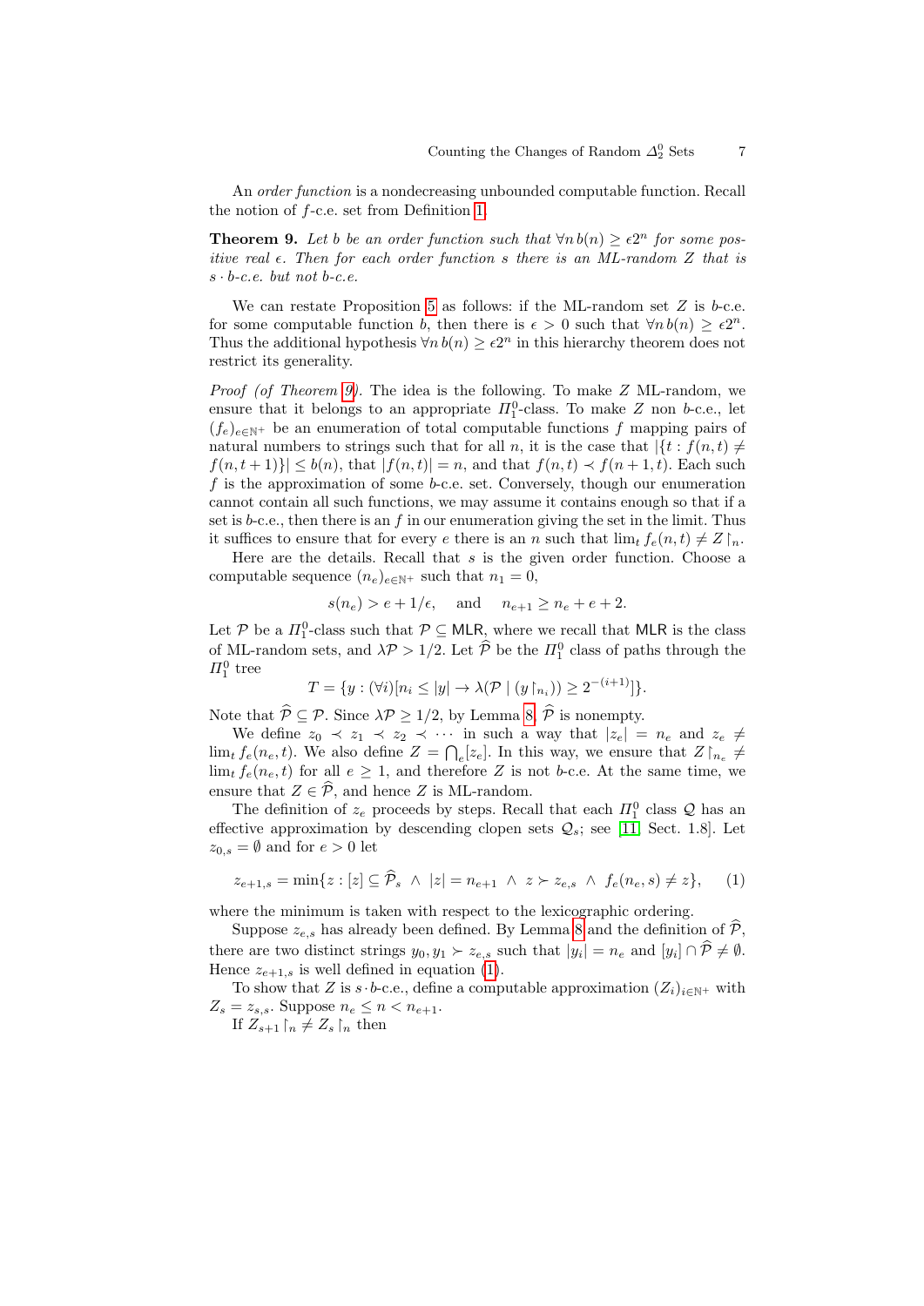An *order function* is a nondecreasing unbounded computable function. Recall the notion of $f$-c.e. set from Definition 1.

**Theorem 9.** *Let $b$ be an order function such that $\forall n\, b(n) \geq \epsilon 2^n$ for some positive real $\epsilon$. Then for each order function $s$ there is an ML-random $Z$ that is $s \cdot b$-c.e. but not $b$-c.e.*

We can restate Proposition 5 as follows: if the ML-random set $Z$ is $b$-c.e. for some computable function $b$, then there is $\epsilon > 0$ such that $\forall n\, b(n) \geq \epsilon 2^n$. Thus the additional hypothesis $\forall n\, b(n) \geq \epsilon 2^n$ in this hierarchy theorem does not restrict its generality.

*Proof (of Theorem 9).* The idea is the following. To make $Z$ ML-random, we ensure that it belongs to an appropriate $\Pi^0_1$-class. To make $Z$ non $b$-c.e., let $(f_e)_{e \in \mathbb{N}^+}$ be an enumeration of total computable functions $f$ mapping pairs of natural numbers to strings such that for all $n$, it is the case that $|\{t : f(n,t) \neq f(n,t+1)\}| \leq b(n)$, that $|f(n,t)| = n$, and that $f(n,t) \prec f(n+1,t)$. Each such $f$ is the approximation of some $b$-c.e. set. Conversely, though our enumeration cannot contain all such functions, we may assume it contains enough so that if a set is $b$-c.e., then there is an $f$ in our enumeration giving the set in the limit. Thus it suffices to ensure that for every $e$ there is an $n$ such that $\lim_t f_e(n,t) \neq Z \upharpoonright_n$.

Here are the details. Recall that $s$ is the given order function. Choose a computable sequence $(n_e)_{e \in \mathbb{N}^+}$ such that $n_1 = 0$,

$$s(n_e) > e + 1/\epsilon, \quad \text{ and } \quad n_{e+1} \geq n_e + e + 2.$$

Let $\mathcal{P}$ be a $\Pi^0_1$-class such that $\mathcal{P} \subseteq \mathsf{MLR}$, where we recall that $\mathsf{MLR}$ is the class of ML-random sets, and $\lambda \mathcal{P} > 1/2$. Let $\widehat{\mathcal{P}}$ be the $\Pi^0_1$ class of paths through the $\Pi^0_1$ tree

$$T = \{y : (\forall i)[n_i \leq |y| \rightarrow \lambda(\mathcal{P} \mid (y \upharpoonright_{n_i})) \geq 2^{-(i+1)}]\}.$$

Note that $\widehat{\mathcal{P}} \subseteq \mathcal{P}$. Since $\lambda \mathcal{P} \geq 1/2$, by Lemma 8, $\widehat{\mathcal{P}}$ is nonempty.

We define $z_0 \prec z_1 \prec z_2 \prec \cdots$ in such a way that $|z_e| = n_e$ and $z_e \neq \lim_t f_e(n_e, t)$. We also define $Z = \bigcap_e [z_e]$. In this way, we ensure that $Z \upharpoonright_{n_e} \neq \lim_t f_e(n_e,t)$ for all $e \geq 1$, and therefore $Z$ is not $b$-c.e. At the same time, we ensure that $Z \in \widehat{\mathcal{P}}$, and hence $Z$ is ML-random.

The definition of $z_e$ proceeds by steps. Recall that each $\Pi^0_1$ class $\mathcal{Q}$ has an effective approximation by descending clopen sets $\mathcal{Q}_s$; see [11, Sect. 1.8]. Let $z_{0,s} = \emptyset$ and for $e > 0$ let

$$z_{e+1,s} = \min\{z : [z] \subseteq \widehat{\mathcal{P}}_s \ \wedge\ |z| = n_{e+1} \ \wedge\ z \succ z_{e,s} \ \wedge\ f_e(n_e, s) \neq z\}, \qquad (1)$$

where the minimum is taken with respect to the lexicographic ordering.

Suppose $z_{e,s}$ has already been defined. By Lemma 8 and the definition of $\widehat{\mathcal{P}}$, there are two distinct strings $y_0, y_1 \succ z_{e,s}$ such that $|y_i| = n_e$ and $[y_i] \cap \widehat{\mathcal{P}} \neq \emptyset$. Hence $z_{e+1,s}$ is well defined in equation (1).

To show that $Z$ is $s \cdot b$-c.e., define a computable approximation $(Z_i)_{i \in \mathbb{N}^+}$ with $Z_s = z_{s,s}$. Suppose $n_e \leq n < n_{e+1}$.

If $Z_{s+1} \upharpoonright_n \neq Z_s \upharpoonright_n$ then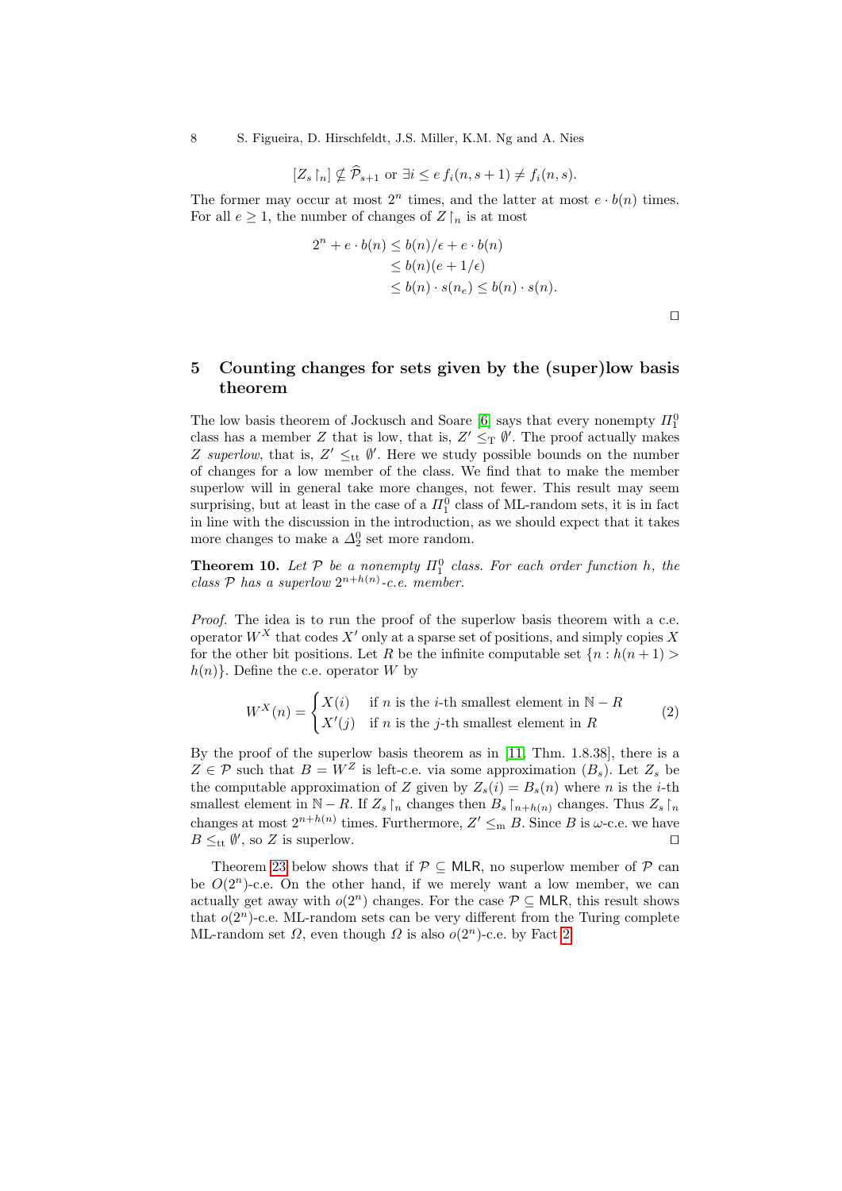$$[Z_s\upharpoonright_n] \nsubseteq \widehat{\mathcal{P}}_{s+1} \text{ or } \exists i \leq e\, f_i(n, s+1) \neq f_i(n,s).$$

The former may occur at most $2^n$ times, and the latter at most $e \cdot b(n)$ times. For all $e \geq 1$, the number of changes of $Z\upharpoonright_n$ is at most

$$\begin{aligned}
2^n + e \cdot b(n) &\leq b(n)/\epsilon + e \cdot b(n) \\
&\leq b(n)(e + 1/\epsilon) \\
&\leq b(n) \cdot s(n_e) \leq b(n) \cdot s(n).
\end{aligned}$$

□

## 5 Counting changes for sets given by the (super)low basis theorem

The low basis theorem of Jockusch and Soare [6] says that every nonempty $\Pi^0_1$ class has a member $Z$ that is low, that is, $Z' \leq_{\mathrm{T}} \emptyset'$. The proof actually makes $Z$ *superlow*, that is, $Z' \leq_{\mathrm{tt}} \emptyset'$. Here we study possible bounds on the number of changes for a low member of the class. We find that to make the member superlow will in general take more changes, not fewer. This result may seem surprising, but at least in the case of a $\Pi^0_1$ class of ML-random sets, it is in fact in line with the discussion in the introduction, as we should expect that it takes more changes to make a $\Delta^0_2$ set more random.

**Theorem 10.** *Let $\mathcal{P}$ be a nonempty $\Pi^0_1$ class. For each order function $h$, the class $\mathcal{P}$ has a superlow $2^{n+h(n)}$-c.e. member.*

*Proof.* The idea is to run the proof of the superlow basis theorem with a c.e. operator $W^X$ that codes $X'$ only at a sparse set of positions, and simply copies $X$ for the other bit positions. Let $R$ be the infinite computable set $\{n : h(n+1) > h(n)\}$. Define the c.e. operator $W$ by

$$W^X(n) = \begin{cases} X(i) & \text{if } n \text{ is the } i\text{-th smallest element in } \mathbb{N} - R \\ X'(j) & \text{if } n \text{ is the } j\text{-th smallest element in } R \end{cases} \tag{2}$$

By the proof of the superlow basis theorem as in [11, Thm. 1.8.38], there is a $Z \in \mathcal{P}$ such that $B = W^Z$ is left-c.e. via some approximation $(B_s)$. Let $Z_s$ be the computable approximation of $Z$ given by $Z_s(i) = B_s(n)$ where $n$ is the $i$-th smallest element in $\mathbb{N} - R$. If $Z_s\upharpoonright_n$ changes then $B_s\upharpoonright_{n+h(n)}$ changes. Thus $Z_s\upharpoonright_n$ changes at most $2^{n+h(n)}$ times. Furthermore, $Z' \leq_{\mathrm{m}} B$. Since $B$ is $\omega$-c.e. we have $B \leq_{\mathrm{tt}} \emptyset'$, so $Z$ is superlow. □

Theorem 23 below shows that if $\mathcal{P} \subseteq \mathsf{MLR}$, no superlow member of $\mathcal{P}$ can be $O(2^n)$-c.e. On the other hand, if we merely want a low member, we can actually get away with $o(2^n)$ changes. For the case $\mathcal{P} \subseteq \mathsf{MLR}$, this result shows that $o(2^n)$-c.e. ML-random sets can be very different from the Turing complete ML-random set $\Omega$, even though $\Omega$ is also $o(2^n)$-c.e. by Fact 2.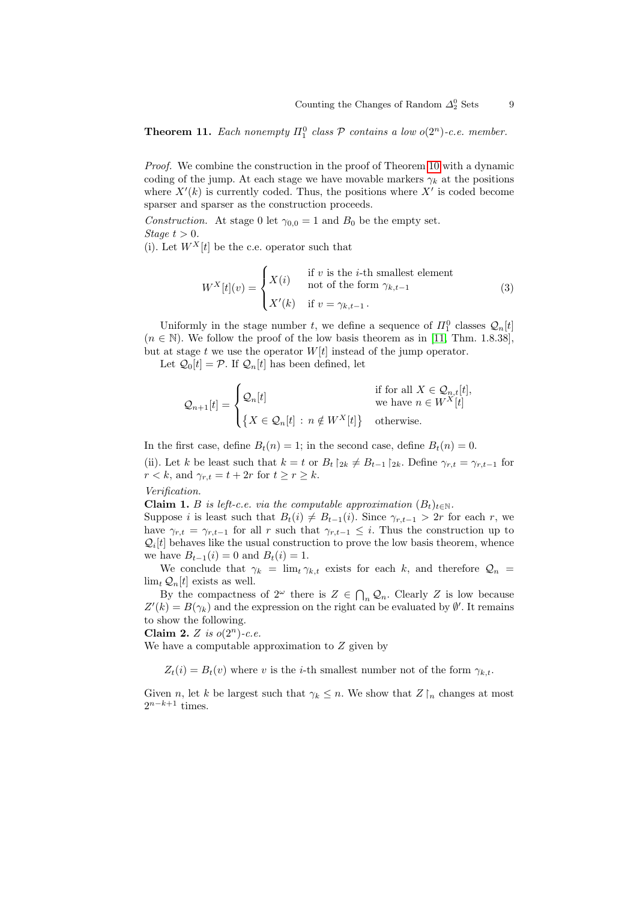**Theorem 11.** *Each nonempty $\Pi^0_1$ class $\mathcal{P}$ contains a low $o(2^n)$-c.e. member.*

*Proof.* We combine the construction in the proof of Theorem 10 with a dynamic coding of the jump. At each stage we have movable markers $\gamma_k$ at the positions where $X'(k)$ is currently coded. Thus, the positions where $X'$ is coded become sparser and sparser as the construction proceeds.

*Construction.* At stage 0 let $\gamma_{0,0} = 1$ and $B_0$ be the empty set.

*Stage $t > 0$.*

(i). Let $W^X[t]$ be the c.e. operator such that

$$W^X[t](v) = \begin{cases} X(i) & \text{if } v \text{ is the } i\text{-th smallest element} \\ & \text{not of the form } \gamma_{k,t-1} \\ X'(k) & \text{if } v = \gamma_{k,t-1}\,. \end{cases} \tag{3}$$

Uniformly in the stage number $t$, we define a sequence of $\Pi^0_1$ classes $\mathcal{Q}_n[t]$ ($n \in \mathbb{N}$). We follow the proof of the low basis theorem as in [11, Thm. 1.8.38], but at stage $t$ we use the operator $W[t]$ instead of the jump operator.

Let $\mathcal{Q}_0[t] = \mathcal{P}$. If $\mathcal{Q}_n[t]$ has been defined, let

$$\mathcal{Q}_{n+1}[t] = \begin{cases} \mathcal{Q}_n[t] & \text{if for all } X \in \mathcal{Q}_{n,t}[t], \\ & \text{we have } n \in W^X[t] \\ \{X \in \mathcal{Q}_n[t] \,:\, n \notin W^X[t]\} & \text{otherwise.} \end{cases}$$

In the first case, define $B_t(n) = 1$; in the second case, define $B_t(n) = 0$.

(ii). Let $k$ be least such that $k = t$ or $B_t \restriction_{2k} \neq B_{t-1} \restriction_{2k}$. Define $\gamma_{r,t} = \gamma_{r,t-1}$ for $r < k$, and $\gamma_{r,t} = t + 2r$ for $t \geq r \geq k$.

*Verification.*

**Claim 1.** *$B$ is left-c.e. via the computable approximation $(B_t)_{t \in \mathbb{N}}$.*

Suppose $i$ is least such that $B_t(i) \neq B_{t-1}(i)$. Since $\gamma_{r,t-1} > 2r$ for each $r$, we have $\gamma_{r,t} = \gamma_{r,t-1}$ for all $r$ such that $\gamma_{r,t-1} \leq i$. Thus the construction up to $\mathcal{Q}_i[t]$ behaves like the usual construction to prove the low basis theorem, whence we have $B_{t-1}(i) = 0$ and $B_t(i) = 1$.

We conclude that $\gamma_k = \lim_t \gamma_{k,t}$ exists for each $k$, and therefore $\mathcal{Q}_n = \lim_t \mathcal{Q}_n[t]$ exists as well.

By the compactness of $2^\omega$ there is $Z \in \bigcap_n \mathcal{Q}_n$. Clearly $Z$ is low because $Z'(k) = B(\gamma_k)$ and the expression on the right can be evaluated by $\emptyset'$. It remains to show the following.

**Claim 2.** *$Z$ is $o(2^n)$-c.e.*

We have a computable approximation to $Z$ given by

$$Z_t(i) = B_t(v) \text{ where } v \text{ is the } i\text{-th smallest number not of the form } \gamma_{k,t}.$$

Given $n$, let $k$ be largest such that $\gamma_k \leq n$. We show that $Z \restriction_n$ changes at most $2^{n-k+1}$ times.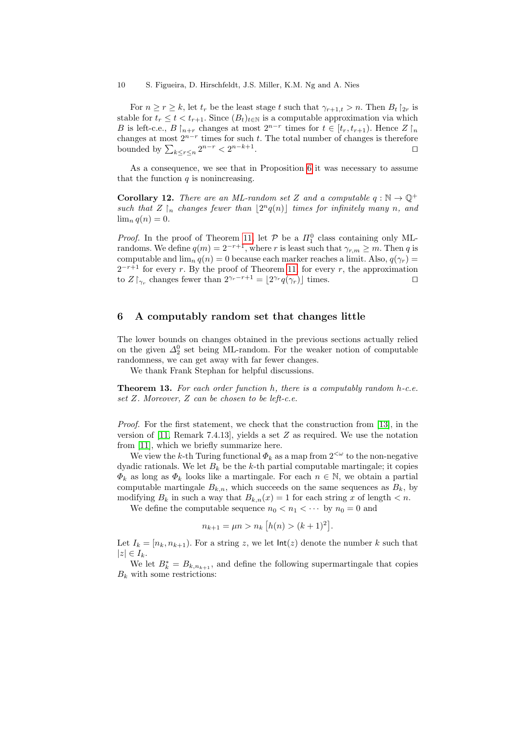For $n \geq r \geq k$, let $t_r$ be the least stage $t$ such that $\gamma_{r+1,t} > n$. Then $B_t \restriction_{2r}$ is stable for $t_r \leq t < t_{r+1}$. Since $(B_t)_{t \in \mathbb{N}}$ is a computable approximation via which $B$ is left-c.e., $B \restriction_{n+r}$ changes at most $2^{n-r}$ times for $t \in [t_r, t_{r+1})$. Hence $Z \restriction_n$ changes at most $2^{n-r}$ times for such $t$. The total number of changes is therefore bounded by $\sum_{k \leq r \leq n} 2^{n-r} < 2^{n-k+1}$. □

As a consequence, we see that in Proposition 6 it was necessary to assume that the function $q$ is nonincreasing.

**Corollary 12.** *There are an ML-random set $Z$ and a computable $q : \mathbb{N} \to \mathbb{Q}^+$ such that $Z \restriction_n$ changes fewer than $\lfloor 2^n q(n) \rfloor$ times for infinitely many $n$, and $\lim_n q(n) = 0$.*

*Proof.* In the proof of Theorem 11, let $\mathcal{P}$ be a $\Pi^0_1$ class containing only ML-randoms. We define $q(m) = 2^{-r+1}$, where $r$ is least such that $\gamma_{r,m} \geq m$. Then $q$ is computable and $\lim_n q(n) = 0$ because each marker reaches a limit. Also, $q(\gamma_r) = 2^{-r+1}$ for every $r$. By the proof of Theorem 11, for every $r$, the approximation to $Z \restriction_{\gamma_r}$ changes fewer than $2^{\gamma_r - r+1} = \lfloor 2^{\gamma_r} q(\gamma_r) \rfloor$ times. □

## 6 A computably random set that changes little

The lower bounds on changes obtained in the previous sections actually relied on the given $\Delta^0_2$ set being ML-random. For the weaker notion of computable randomness, we can get away with far fewer changes.

We thank Frank Stephan for helpful discussions.

**Theorem 13.** *For each order function $h$, there is a computably random $h$-c.e. set $Z$. Moreover, $Z$ can be chosen to be left-c.e.*

*Proof.* For the first statement, we check that the construction from [13], in the version of [11, Remark 7.4.13], yields a set $Z$ as required. We use the notation from [11], which we briefly summarize here.

We view the $k$-th Turing functional $\Phi_k$ as a map from $2^{<\omega}$ to the non-negative dyadic rationals. We let $B_k$ be the $k$-th partial computable martingale; it copies $\Phi_k$ as long as $\Phi_k$ looks like a martingale. For each $n \in \mathbb{N}$, we obtain a partial computable martingale $B_{k,n}$, which succeeds on the same sequences as $B_k$, by modifying $B_k$ in such a way that $B_{k,n}(x) = 1$ for each string $x$ of length $< n$.

We define the computable sequence $n_0 < n_1 < \cdots$ by $n_0 = 0$ and

$$n_{k+1} = \mu n > n_k \left[ h(n) > (k+1)^2 \right].$$

Let $I_k = [n_k, n_{k+1})$. For a string $z$, we let $\mathsf{Int}(z)$ denote the number $k$ such that $|z| \in I_k$.

We let $B^*_k = B_{k,n_{k+1}}$, and define the following supermartingale that copies $B_k$ with some restrictions: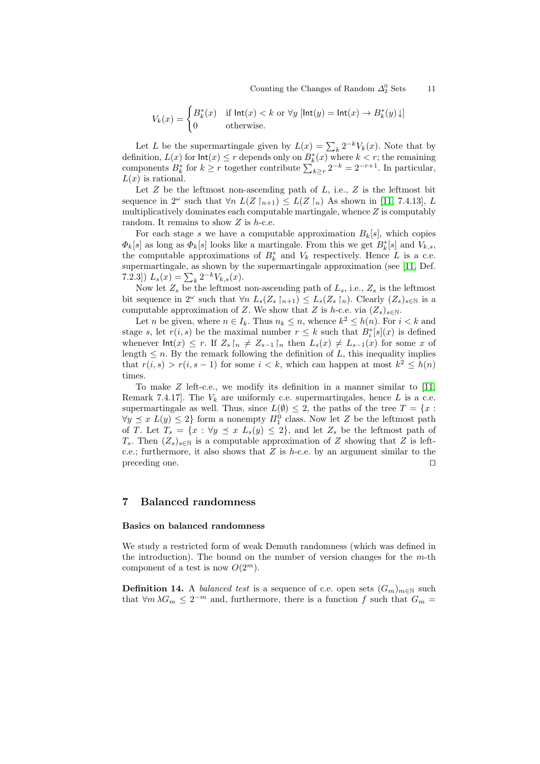$$V_k(x) = \begin{cases} B^*_k(x) & \text{if } \mathsf{Int}(x) < k \text{ or } \forall y\, [\mathsf{Int}(y) = \mathsf{Int}(x) \to B^*_k(y)\downarrow] \\ 0 & \text{otherwise.} \end{cases}$$

Let $L$ be the supermartingale given by $L(x) = \sum_k 2^{-k} V_k(x)$. Note that by definition, $L(x)$ for $\mathsf{Int}(x) \le r$ depends only on $B^*_k(x)$ where $k < r$; the remaining components $B^*_k$ for $k \ge r$ together contribute $\sum_{k \ge r} 2^{-k} = 2^{-r+1}$. In particular, $L(x)$ is rational.

Let $Z$ be the leftmost non-ascending path of $L$, i.e., $Z$ is the leftmost bit sequence in $2^\omega$ such that $\forall n\; L(Z\upharpoonright_{n+1}) \le L(Z\upharpoonright_n)$ As shown in [11, 7.4.13], $L$ multiplicatively dominates each computable martingale, whence $Z$ is computably random. It remains to show $Z$ is $h$-c.e.

For each stage $s$ we have a computable approximation $B_k[s]$, which copies $\Phi_k[s]$ as long as $\Phi_k[s]$ looks like a martingale. From this we get $B^*_k[s]$ and $V_{k,s}$, the computable approximations of $B^*_k$ and $V_k$ respectively. Hence $L$ is a c.e. supermartingale, as shown by the supermartingale approximation (see [11, Def. 7.2.3]) $L_s(x) = \sum_k 2^{-k} V_{k,s}(x)$.

Now let $Z_s$ be the leftmost non-ascending path of $L_s$, i.e., $Z_s$ is the leftmost bit sequence in $2^\omega$ such that $\forall n\; L_s(Z_s\upharpoonright_{n+1}) \le L_s(Z_s\upharpoonright_n)$. Clearly $(Z_s)_{s\in\mathbb{N}}$ is a computable approximation of $Z$. We show that $Z$ is $h$-c.e. via $(Z_s)_{s\in\mathbb{N}}$.

Let $n$ be given, where $n \in I_k$. Thus $n_k \le n$, whence $k^2 \le h(n)$. For $i < k$ and stage $s$, let $r(i,s)$ be the maximal number $r \le k$ such that $B^*_i[s](x)$ is defined whenever $\mathsf{Int}(x) \le r$. If $Z_s\upharpoonright_n \ne Z_{s-1}\upharpoonright_n$ then $L_s(x) \ne L_{s-1}(x)$ for some $x$ of length $\le n$. By the remark following the definition of $L$, this inequality implies that $r(i,s) > r(i,s-1)$ for some $i < k$, which can happen at most $k^2 \le h(n)$ times.

To make $Z$ left-c.e., we modify its definition in a manner similar to [11, Remark 7.4.17]. The $V_k$ are uniformly c.e. supermartingales, hence $L$ is a c.e. supermartingale as well. Thus, since $L(\emptyset) \le 2$, the paths of the tree $T = \{x : \forall y \preceq x\; L(y) \le 2\}$ form a nonempty $\Pi^0_1$ class. Now let $Z$ be the leftmost path of $T$. Let $T_s = \{x : \forall y \preceq x\; L_s(y) \le 2\}$, and let $Z_s$ be the leftmost path of $T_s$. Then $(Z_s)_{s\in\mathbb{N}}$ is a computable approximation of $Z$ showing that $Z$ is left-c.e.; furthermore, it also shows that $Z$ is $h$-c.e. by an argument similar to the preceding one. ◻

## 7 Balanced randomness

#### Basics on balanced randomness

We study a restricted form of weak Demuth randomness (which was defined in the introduction). The bound on the number of version changes for the $m$-th component of a test is now $O(2^m)$.

**Definition 14.** A *balanced test* is a sequence of c.e. open sets $(G_m)_{m\in\mathbb{N}}$ such that $\forall m\, \lambda G_m \le 2^{-m}$ and, furthermore, there is a function $f$ such that $G_m =$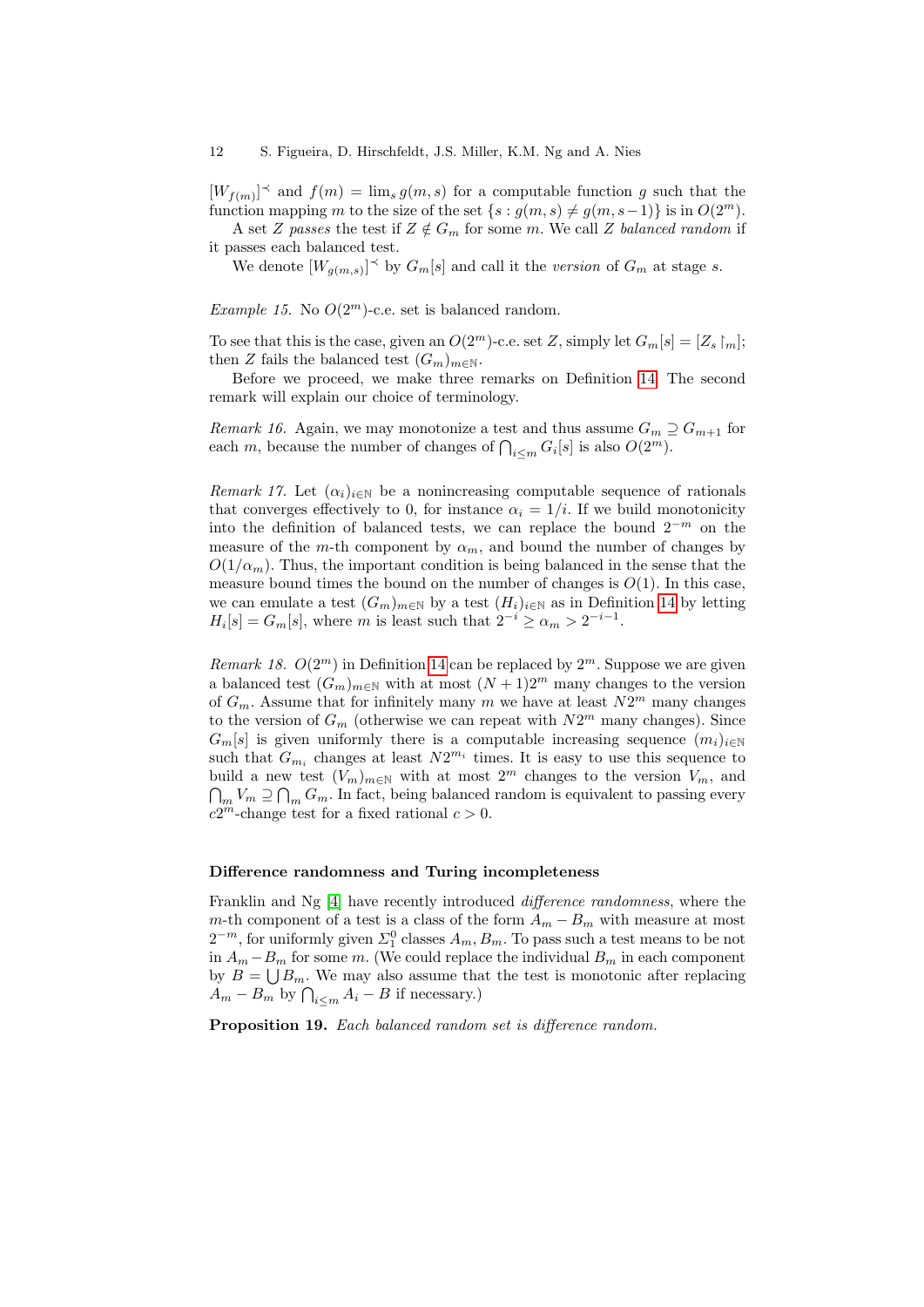$[W_{f(m)}]^{\prec}$ and $f(m) = \lim_s g(m,s)$ for a computable function $g$ such that the function mapping $m$ to the size of the set $\{s : g(m,s) \neq g(m,s-1)\}$ is in $O(2^m)$.

A set $Z$ *passes* the test if $Z \notin G_m$ for some $m$. We call $Z$ *balanced random* if it passes each balanced test.

We denote $[W_{g(m,s)}]^{\prec}$ by $G_m[s]$ and call it the *version* of $G_m$ at stage $s$.

*Example 15.* No $O(2^m)$-c.e. set is balanced random.

To see that this is the case, given an $O(2^m)$-c.e. set $Z$, simply let $G_m[s] = [Z_s \upharpoonright_m]$; then $Z$ fails the balanced test $(G_m)_{m \in \mathbb{N}}$.

Before we proceed, we make three remarks on Definition 14. The second remark will explain our choice of terminology.

*Remark 16.* Again, we may monotonize a test and thus assume $G_m \supseteq G_{m+1}$ for each $m$, because the number of changes of $\bigcap_{i \leq m} G_i[s]$ is also $O(2^m)$.

*Remark 17.* Let $(\alpha_i)_{i \in \mathbb{N}}$ be a nonincreasing computable sequence of rationals that converges effectively to 0, for instance $\alpha_i = 1/i$. If we build monotonicity into the definition of balanced tests, we can replace the bound $2^{-m}$ on the measure of the $m$-th component by $\alpha_m$, and bound the number of changes by $O(1/\alpha_m)$. Thus, the important condition is being balanced in the sense that the measure bound times the bound on the number of changes is $O(1)$. In this case, we can emulate a test $(G_m)_{m \in \mathbb{N}}$ by a test $(H_i)_{i \in \mathbb{N}}$ as in Definition 14 by letting $H_i[s] = G_m[s]$, where $m$ is least such that $2^{-i} \geq \alpha_m > 2^{-i-1}$.

*Remark 18.* $O(2^m)$ in Definition 14 can be replaced by $2^m$. Suppose we are given a balanced test $(G_m)_{m \in \mathbb{N}}$ with at most $(N+1)2^m$ many changes to the version of $G_m$. Assume that for infinitely many $m$ we have at least $N2^m$ many changes to the version of $G_m$ (otherwise we can repeat with $N2^m$ many changes). Since $G_m[s]$ is given uniformly there is a computable increasing sequence $(m_i)_{i \in \mathbb{N}}$ such that $G_{m_i}$ changes at least $N2^{m_i}$ times. It is easy to use this sequence to build a new test $(V_m)_{m \in \mathbb{N}}$ with at most $2^m$ changes to the version $V_m$, and $\bigcap_m V_m \supseteq \bigcap_m G_m$. In fact, being balanced random is equivalent to passing every $c2^m$-change test for a fixed rational $c > 0$.

### Difference randomness and Turing incompleteness

Franklin and Ng [4] have recently introduced *difference randomness*, where the $m$-th component of a test is a class of the form $A_m - B_m$ with measure at most $2^{-m}$, for uniformly given $\Sigma^0_1$ classes $A_m, B_m$. To pass such a test means to be not in $A_m - B_m$ for some $m$. (We could replace the individual $B_m$ in each component by $B = \bigcup B_m$. We may also assume that the test is monotonic after replacing $A_m - B_m$ by $\bigcap_{i \leq m} A_i - B$ if necessary.)

**Proposition 19.** *Each balanced random set is difference random.*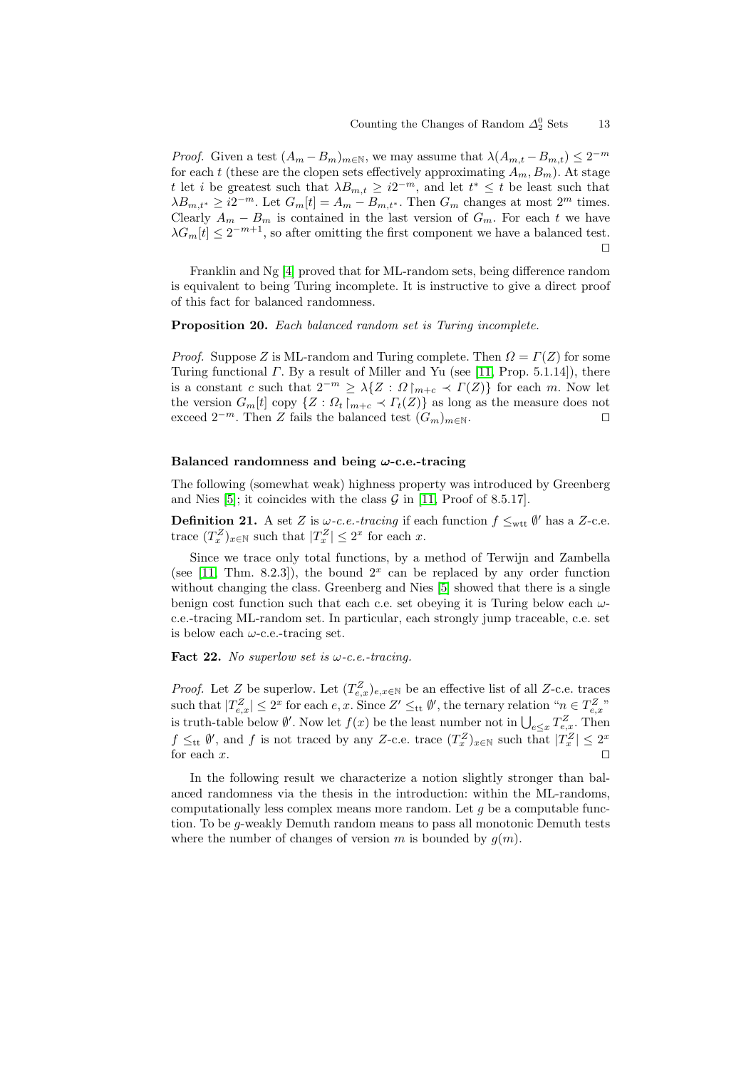*Proof.* Given a test $(A_m - B_m)_{m\in\mathbb{N}}$, we may assume that $\lambda(A_{m,t} - B_{m,t}) \le 2^{-m}$ for each $t$ (these are the clopen sets effectively approximating $A_m, B_m$). At stage $t$ let $i$ be greatest such that $\lambda B_{m,t} \ge i2^{-m}$, and let $t^* \le t$ be least such that $\lambda B_{m,t^*} \ge i2^{-m}$. Let $G_m[t] = A_m - B_{m,t^*}$. Then $G_m$ changes at most $2^m$ times. Clearly $A_m - B_m$ is contained in the last version of $G_m$. For each $t$ we have $\lambda G_m[t] \le 2^{-m+1}$, so after omitting the first component we have a balanced test. $\square$

Franklin and Ng [4] proved that for ML-random sets, being difference random is equivalent to being Turing incomplete. It is instructive to give a direct proof of this fact for balanced randomness.

**Proposition 20.** *Each balanced random set is Turing incomplete.*

*Proof.* Suppose $Z$ is ML-random and Turing complete. Then $\Omega = \Gamma(Z)$ for some Turing functional $\Gamma$. By a result of Miller and Yu (see [11, Prop. 5.1.14]), there is a constant $c$ such that $2^{-m} \ge \lambda\{Z : \Omega\restriction_{m+c} \prec \Gamma(Z)\}$ for each $m$. Now let the version $G_m[t]$ copy $\{Z : \Omega_t\restriction_{m+c} \prec \Gamma_t(Z)\}$ as long as the measure does not exceed $2^{-m}$. Then $Z$ fails the balanced test $(G_m)_{m\in\mathbb{N}}$. $\square$

#### Balanced randomness and being $\omega$-c.e.-tracing

The following (somewhat weak) highness property was introduced by Greenberg and Nies [5]; it coincides with the class $\mathcal{G}$ in [11, Proof of 8.5.17].

**Definition 21.** A set $Z$ is *$\omega$-c.e.-tracing* if each function $f \le_{\mathrm{wtt}} \emptyset'$ has a $Z$-c.e. trace $(T^Z_x)_{x\in\mathbb{N}}$ such that $|T^Z_x| \le 2^x$ for each $x$.

Since we trace only total functions, by a method of Terwijn and Zambella (see [11, Thm. 8.2.3]), the bound $2^x$ can be replaced by any order function without changing the class. Greenberg and Nies [5] showed that there is a single benign cost function such that each c.e. set obeying it is Turing below each $\omega$-c.e.-tracing ML-random set. In particular, each strongly jump traceable, c.e. set is below each $\omega$-c.e.-tracing set.

**Fact 22.** *No superlow set is $\omega$-c.e.-tracing.*

*Proof.* Let $Z$ be superlow. Let $(T^Z_{e,x})_{e,x\in\mathbb{N}}$ be an effective list of all $Z$-c.e. traces such that $|T^Z_{e,x}| \le 2^x$ for each $e, x$. Since $Z' \le_{\mathrm{tt}} \emptyset'$, the ternary relation "$n \in T^Z_{e,x}$" is truth-table below $\emptyset'$. Now let $f(x)$ be the least number not in $\bigcup_{e\le x} T^Z_{e,x}$. Then $f \le_{\mathrm{tt}} \emptyset'$, and $f$ is not traced by any $Z$-c.e. trace $(T^Z_x)_{x\in\mathbb{N}}$ such that $|T^Z_x| \le 2^x$ for each $x$. $\square$

In the following result we characterize a notion slightly stronger than balanced randomness via the thesis in the introduction: within the ML-randoms, computationally less complex means more random. Let $g$ be a computable function. To be $g$-weakly Demuth random means to pass all monotonic Demuth tests where the number of changes of version $m$ is bounded by $g(m)$.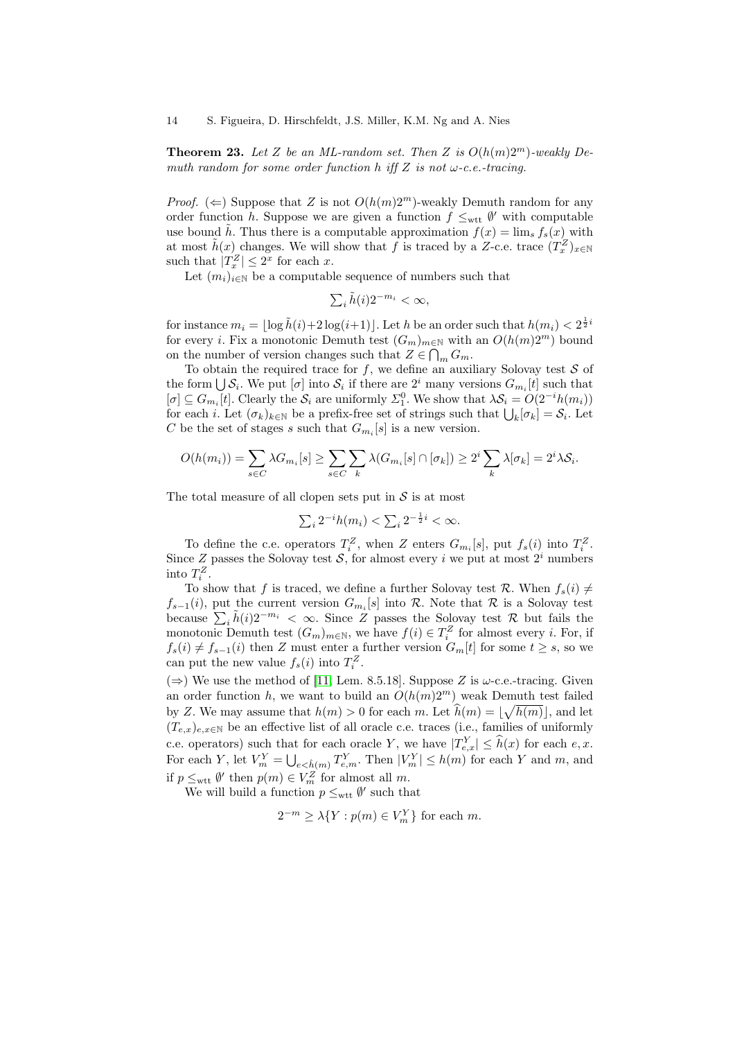**Theorem 23.** *Let $Z$ be an ML-random set. Then $Z$ is $O(h(m)2^m)$-weakly Demuth random for some order function $h$ iff $Z$ is not $\omega$-c.e.-tracing.*

*Proof.* ($\Leftarrow$) Suppose that $Z$ is not $O(h(m)2^m)$-weakly Demuth random for any order function $h$. Suppose we are given a function $f \leq_{\mathrm{wtt}} \emptyset'$ with computable use bound $\tilde{h}$. Thus there is a computable approximation $f(x) = \lim_s f_s(x)$ with at most $\tilde{h}(x)$ changes. We will show that $f$ is traced by a $Z$-c.e. trace $(T_x^Z)_{x\in\mathbb{N}}$ such that $|T_x^Z| \leq 2^x$ for each $x$.

Let $(m_i)_{i\in\mathbb{N}}$ be a computable sequence of numbers such that

$$\textstyle\sum_i \tilde{h}(i)2^{-m_i} < \infty,$$

for instance $m_i = \lfloor \log \tilde{h}(i) + 2\log(i+1) \rfloor$. Let $h$ be an order such that $h(m_i) < 2^{\frac{1}{2}i}$ for every $i$. Fix a monotonic Demuth test $(G_m)_{m\in\mathbb{N}}$ with an $O(h(m)2^m)$ bound on the number of version changes such that $Z \in \bigcap_m G_m$.

To obtain the required trace for $f$, we define an auxiliary Solovay test $\mathcal{S}$ of the form $\bigcup \mathcal{S}_i$. We put $[\sigma]$ into $\mathcal{S}_i$ if there are $2^i$ many versions $G_{m_i}[t]$ such that $[\sigma] \subseteq G_{m_i}[t]$. Clearly the $\mathcal{S}_i$ are uniformly $\Sigma^0_1$. We show that $\lambda\mathcal{S}_i = O(2^{-i}h(m_i))$ for each $i$. Let $(\sigma_k)_{k\in\mathbb{N}}$ be a prefix-free set of strings such that $\bigcup_k [\sigma_k] = \mathcal{S}_i$. Let $C$ be the set of stages $s$ such that $G_{m_i}[s]$ is a new version.

$$O(h(m_i)) = \sum_{s\in C} \lambda G_{m_i}[s] \geq \sum_{s\in C}\sum_k \lambda(G_{m_i}[s] \cap [\sigma_k]) \geq 2^i \sum_k \lambda[\sigma_k] = 2^i \lambda\mathcal{S}_i.$$

The total measure of all clopen sets put in $\mathcal{S}$ is at most

$$\textstyle\sum_i 2^{-i}h(m_i) < \sum_i 2^{-\frac{1}{2}i} < \infty.$$

To define the c.e. operators $T_i^Z$, when $Z$ enters $G_{m_i}[s]$, put $f_s(i)$ into $T_i^Z$. Since $Z$ passes the Solovay test $\mathcal{S}$, for almost every $i$ we put at most $2^i$ numbers into $T_i^Z$.

To show that $f$ is traced, we define a further Solovay test $\mathcal{R}$. When $f_s(i) \neq f_{s-1}(i)$, put the current version $G_{m_i}[s]$ into $\mathcal{R}$. Note that $\mathcal{R}$ is a Solovay test because $\sum_i \tilde{h}(i)2^{-m_i} < \infty$. Since $Z$ passes the Solovay test $\mathcal{R}$ but fails the monotonic Demuth test $(G_m)_{m\in\mathbb{N}}$, we have $f(i) \in T_i^Z$ for almost every $i$. For, if $f_s(i) \neq f_{s-1}(i)$ then $Z$ must enter a further version $G_m[t]$ for some $t \geq s$, so we can put the new value $f_s(i)$ into $T_i^Z$.

($\Rightarrow$) We use the method of [11, Lem. 8.5.18]. Suppose $Z$ is $\omega$-c.e.-tracing. Given an order function $h$, we want to build an $O(h(m)2^m)$ weak Demuth test failed by $Z$. We may assume that $h(m) > 0$ for each $m$. Let $\widehat{h}(m) = \lfloor \sqrt{h(m)} \rfloor$, and let $(T_{e,x})_{e,x\in\mathbb{N}}$ be an effective list of all oracle c.e. traces (i.e., families of uniformly c.e. operators) such that for each oracle $Y$, we have $|T_{e,x}^Y| \leq \widehat{h}(x)$ for each $e, x$. For each $Y$, let $V_m^Y = \bigcup_{e<\widehat{h}(m)} T_{e,m}^Y$. Then $|V_m^Y| \leq h(m)$ for each $Y$ and $m$, and if $p \leq_{\mathrm{wtt}} \emptyset'$ then $p(m) \in V_m^Z$ for almost all $m$.

We will build a function $p \leq_{\mathrm{wtt}} \emptyset'$ such that

$$2^{-m} \geq \lambda\{Y : p(m) \in V_m^Y\} \text{ for each } m.$$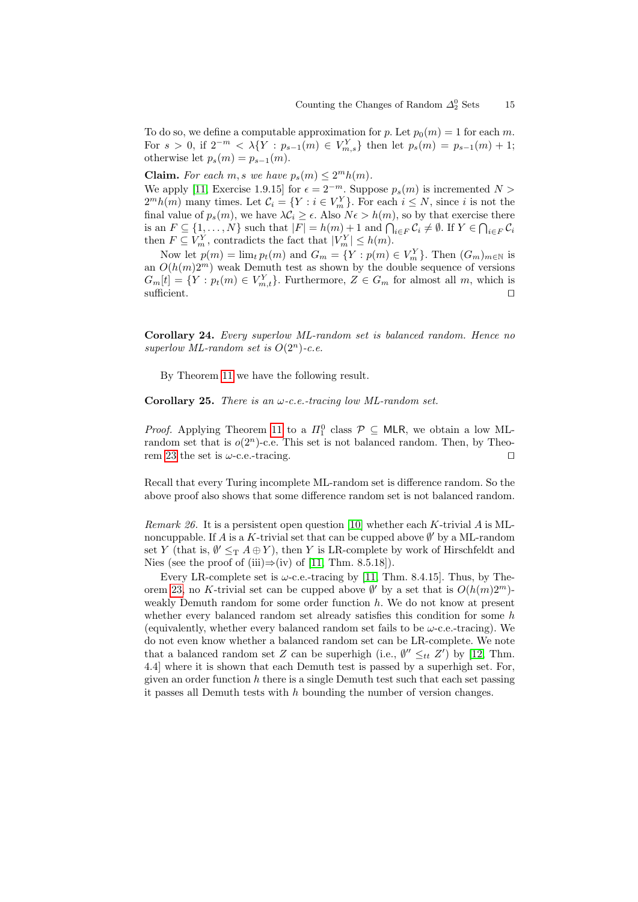To do so, we define a computable approximation for $p$. Let $p_0(m) = 1$ for each $m$. For $s > 0$, if $2^{-m} < \lambda\{Y : p_{s-1}(m) \in V^Y_{m,s}\}$ then let $p_s(m) = p_{s-1}(m) + 1$; otherwise let $p_s(m) = p_{s-1}(m)$.

**Claim.** *For each $m, s$ we have $p_s(m) \leq 2^m h(m)$.*

We apply [11, Exercise 1.9.15] for $\epsilon = 2^{-m}$. Suppose $p_s(m)$ is incremented $N > 2^m h(m)$ many times. Let $\mathcal{C}_i = \{Y : i \in V^Y_m\}$. For each $i \leq N$, since $i$ is not the final value of $p_s(m)$, we have $\lambda \mathcal{C}_i \geq \epsilon$. Also $N\epsilon > h(m)$, so by that exercise there is an $F \subseteq \{1, \ldots, N\}$ such that $|F| = h(m)+1$ and $\bigcap_{i \in F} \mathcal{C}_i \neq \emptyset$. If $Y \in \bigcap_{i \in F} \mathcal{C}_i$ then $F \subseteq V^Y_m$, contradicts the fact that $|V^Y_m| \leq h(m)$.

Now let $p(m) = \lim_t p_t(m)$ and $G_m = \{Y : p(m) \in V^Y_m\}$. Then $(G_m)_{m \in \mathbb{N}}$ is an $O(h(m)2^m)$ weak Demuth test as shown by the double sequence of versions $G_m[t] = \{Y : p_t(m) \in V^Y_{m,t}\}$. Furthermore, $Z \in G_m$ for almost all $m$, which is sufficient. □

**Corollary 24.** *Every superlow ML-random set is balanced random. Hence no superlow ML-random set is $O(2^n)$-c.e.*

By Theorem 11 we have the following result.

**Corollary 25.** *There is an $\omega$-c.e.-tracing low ML-random set.*

*Proof.* Applying Theorem 11 to a $\Pi^0_1$ class $\mathcal{P} \subseteq \mathsf{MLR}$, we obtain a low ML-random set that is $o(2^n)$-c.e. This set is not balanced random. Then, by Theorem 23 the set is $\omega$-c.e.-tracing. □

Recall that every Turing incomplete ML-random set is difference random. So the above proof also shows that some difference random set is not balanced random.

*Remark 26.* It is a persistent open question [10] whether each $K$-trivial $A$ is ML-noncuppable. If $A$ is a $K$-trivial set that can be cupped above $\emptyset'$ by a ML-random set $Y$ (that is, $\emptyset' \leq_T A \oplus Y$), then $Y$ is LR-complete by work of Hirschfeldt and Nies (see the proof of (iii)⇒(iv) of [11, Thm. 8.5.18]).

Every LR-complete set is $\omega$-c.e.-tracing by [11, Thm. 8.4.15]. Thus, by Theorem 23, no $K$-trivial set can be cupped above $\emptyset'$ by a set that is $O(h(m)2^m)$-weakly Demuth random for some order function $h$. We do not know at present whether every balanced random set already satisfies this condition for some $h$ (equivalently, whether every balanced random set fails to be $\omega$-c.e.-tracing). We do not even know whether a balanced random set can be LR-complete. We note that a balanced random set $Z$ can be superhigh (i.e., $\emptyset'' \leq_{tt} Z'$) by [12, Thm. 4.4] where it is shown that each Demuth test is passed by a superhigh set. For, given an order function $h$ there is a single Demuth test such that each set passing it passes all Demuth tests with $h$ bounding the number of version changes.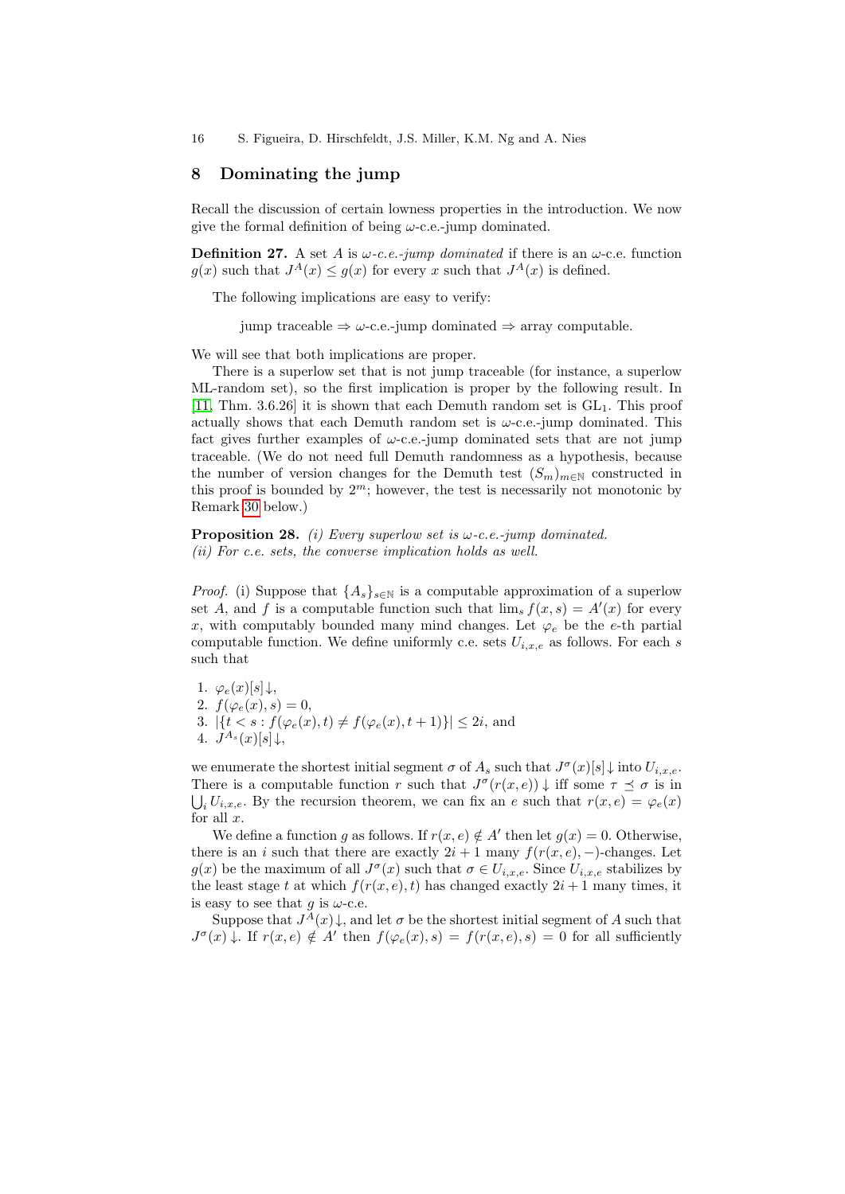## 8 Dominating the jump

Recall the discussion of certain lowness properties in the introduction. We now give the formal definition of being $\omega$-c.e.-jump dominated.

**Definition 27.** A set $A$ is *$\omega$-c.e.-jump dominated* if there is an $\omega$-c.e. function $g(x)$ such that $J^A(x) \leq g(x)$ for every $x$ such that $J^A(x)$ is defined.

The following implications are easy to verify:

jump traceable $\Rightarrow$ $\omega$-c.e.-jump dominated $\Rightarrow$ array computable.

We will see that both implications are proper.

There is a superlow set that is not jump traceable (for instance, a superlow ML-random set), so the first implication is proper by the following result. In [11, Thm. 3.6.26] it is shown that each Demuth random set is $\mathrm{GL}_1$. This proof actually shows that each Demuth random set is $\omega$-c.e.-jump dominated. This fact gives further examples of $\omega$-c.e.-jump dominated sets that are not jump traceable. (We do not need full Demuth randomness as a hypothesis, because the number of version changes for the Demuth test $(S_m)_{m\in\mathbb{N}}$ constructed in this proof is bounded by $2^m$; however, the test is necessarily not monotonic by Remark 30 below.)

**Proposition 28.** *(i) Every superlow set is $\omega$-c.e.-jump dominated.*
*(ii) For c.e. sets, the converse implication holds as well.*

*Proof.* (i) Suppose that $\{A_s\}_{s\in\mathbb{N}}$ is a computable approximation of a superlow set $A$, and $f$ is a computable function such that $\lim_s f(x,s) = A'(x)$ for every $x$, with computably bounded many mind changes. Let $\varphi_e$ be the $e$-th partial computable function. We define uniformly c.e. sets $U_{i,x,e}$ as follows. For each $s$ such that

1. $\varphi_e(x)[s]\downarrow$,
2. $f(\varphi_e(x), s) = 0$,
3. $|\{t < s : f(\varphi_e(x), t) \neq f(\varphi_e(x), t+1)\}| \leq 2i$, and
4. $J^{A_s}(x)[s]\downarrow$,

we enumerate the shortest initial segment $\sigma$ of $A_s$ such that $J^\sigma(x)[s]\downarrow$ into $U_{i,x,e}$. There is a computable function $r$ such that $J^\sigma(r(x,e))\downarrow$ iff some $\tau \preceq \sigma$ is in $\bigcup_i U_{i,x,e}$. By the recursion theorem, we can fix an $e$ such that $r(x,e) = \varphi_e(x)$ for all $x$.

We define a function $g$ as follows. If $r(x,e) \notin A'$ then let $g(x) = 0$. Otherwise, there is an $i$ such that there are exactly $2i+1$ many $f(r(x,e),-)$-changes. Let $g(x)$ be the maximum of all $J^\sigma(x)$ such that $\sigma \in U_{i,x,e}$. Since $U_{i,x,e}$ stabilizes by the least stage $t$ at which $f(r(x,e),t)$ has changed exactly $2i+1$ many times, it is easy to see that $g$ is $\omega$-c.e.

Suppose that $J^A(x)\downarrow$, and let $\sigma$ be the shortest initial segment of $A$ such that $J^\sigma(x)\downarrow$. If $r(x,e) \notin A'$ then $f(\varphi_e(x), s) = f(r(x,e), s) = 0$ for all sufficiently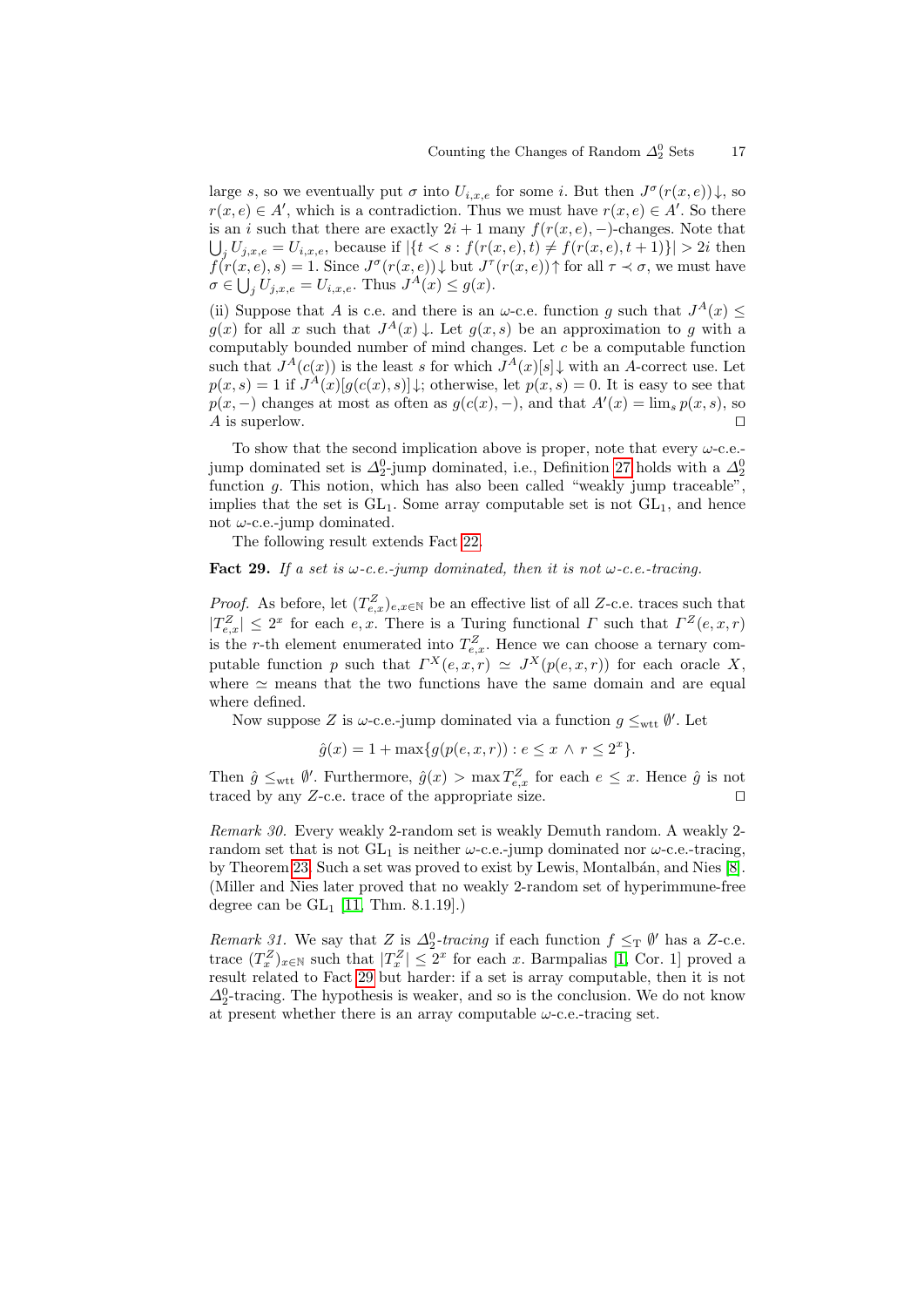large $s$, so we eventually put $\sigma$ into $U_{i,x,e}$ for some $i$. But then $J^\sigma(r(x,e))\downarrow$, so $r(x,e) \in A'$, which is a contradiction. Thus we must have $r(x,e) \in A'$. So there is an $i$ such that there are exactly $2i+1$ many $f(r(x,e),-)$-changes. Note that $\bigcup_j U_{j,x,e} = U_{i,x,e}$, because if $|\{t < s : f(r(x,e),t) \neq f(r(x,e),t+1)\}| > 2i$ then $f(r(x,e),s) = 1$. Since $J^\sigma(r(x,e))\downarrow$ but $J^\tau(r(x,e))\uparrow$ for all $\tau \prec \sigma$, we must have $\sigma \in \bigcup_j U_{j,x,e} = U_{i,x,e}$. Thus $J^A(x) \leq g(x)$.

(ii) Suppose that $A$ is c.e. and there is an $\omega$-c.e. function $g$ such that $J^A(x) \leq g(x)$ for all $x$ such that $J^A(x)\downarrow$. Let $g(x,s)$ be an approximation to $g$ with a computably bounded number of mind changes. Let $c$ be a computable function such that $J^A(c(x))$ is the least $s$ for which $J^A(x)[s]\downarrow$ with an $A$-correct use. Let $p(x,s) = 1$ if $J^A(x)[g(c(x),s)]\downarrow$; otherwise, let $p(x,s) = 0$. It is easy to see that $p(x,-)$ changes at most as often as $g(c(x),-)$, and that $A'(x) = \lim_s p(x,s)$, so $A$ is superlow. ◻

To show that the second implication above is proper, note that every $\omega$-c.e.-jump dominated set is $\Delta^0_2$-jump dominated, i.e., Definition 27 holds with a $\Delta^0_2$ function $g$. This notion, which has also been called "weakly jump traceable", implies that the set is $\mathrm{GL}_1$. Some array computable set is not $\mathrm{GL}_1$, and hence not $\omega$-c.e.-jump dominated.

The following result extends Fact 22.

**Fact 29.** *If a set is $\omega$-c.e.-jump dominated, then it is not $\omega$-c.e.-tracing.*

*Proof.* As before, let $(T^Z_{e,x})_{e,x\in\mathbb{N}}$ be an effective list of all $Z$-c.e. traces such that $|T^Z_{e,x}| \leq 2^x$ for each $e, x$. There is a Turing functional $\Gamma$ such that $\Gamma^Z(e,x,r)$ is the $r$-th element enumerated into $T^Z_{e,x}$. Hence we can choose a ternary computable function $p$ such that $\Gamma^X(e,x,r) \simeq J^X(p(e,x,r))$ for each oracle $X$, where $\simeq$ means that the two functions have the same domain and are equal where defined.

Now suppose $Z$ is $\omega$-c.e.-jump dominated via a function $g \leq_{\mathrm{wtt}} \emptyset'$. Let

$$\hat{g}(x) = 1 + \max\{g(p(e,x,r)) : e \leq x \wedge r \leq 2^x\}.$$

Then $\hat{g} \leq_{\mathrm{wtt}} \emptyset'$. Furthermore, $\hat{g}(x) > \max T^Z_{e,x}$ for each $e \leq x$. Hence $\hat{g}$ is not traced by any $Z$-c.e. trace of the appropriate size. ◻

*Remark 30.* Every weakly 2-random set is weakly Demuth random. A weakly 2-random set that is not $\mathrm{GL}_1$ is neither $\omega$-c.e.-jump dominated nor $\omega$-c.e.-tracing, by Theorem 23. Such a set was proved to exist by Lewis, Montalbán, and Nies [8]. (Miller and Nies later proved that no weakly 2-random set of hyperimmune-free degree can be $\mathrm{GL}_1$ [11, Thm. 8.1.19].)

*Remark 31.* We say that $Z$ is *$\Delta^0_2$-tracing* if each function $f \leq_{\mathrm{T}} \emptyset'$ has a $Z$-c.e. trace $(T^Z_x)_{x\in\mathbb{N}}$ such that $|T^Z_x| \leq 2^x$ for each $x$. Barmpalias [1, Cor. 1] proved a result related to Fact 29 but harder: if a set is array computable, then it is not $\Delta^0_2$-tracing. The hypothesis is weaker, and so is the conclusion. We do not know at present whether there is an array computable $\omega$-c.e.-tracing set.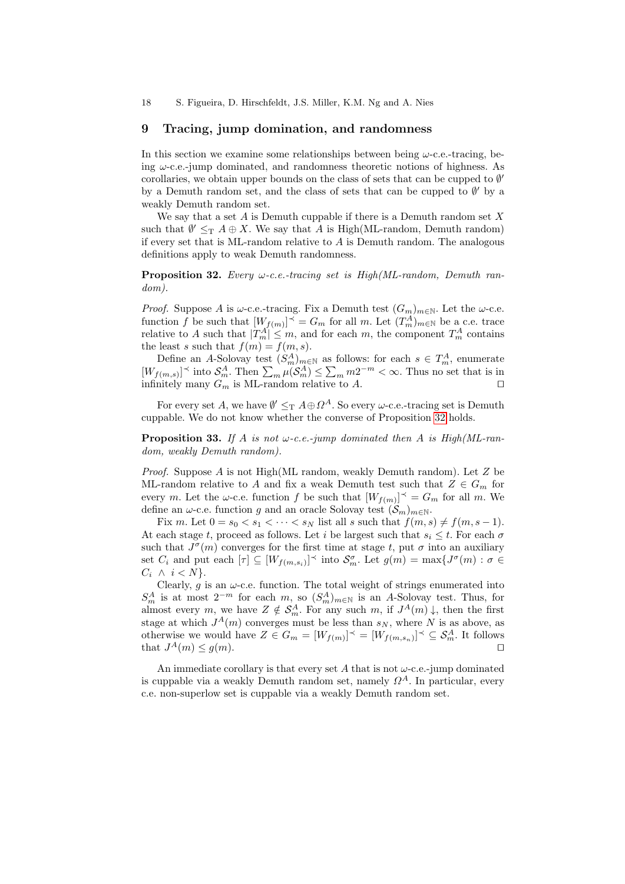## 9 Tracing, jump domination, and randomness

In this section we examine some relationships between being $\omega$-c.e.-tracing, being $\omega$-c.e.-jump dominated, and randomness theoretic notions of highness. As corollaries, we obtain upper bounds on the class of sets that can be cupped to $\emptyset'$ by a Demuth random set, and the class of sets that can be cupped to $\emptyset'$ by a weakly Demuth random set.

We say that a set $A$ is Demuth cuppable if there is a Demuth random set $X$ such that $\emptyset' \leq_{\mathrm{T}} A \oplus X$. We say that $A$ is High(ML-random, Demuth random) if every set that is ML-random relative to $A$ is Demuth random. The analogous definitions apply to weak Demuth randomness.

**Proposition 32.** *Every $\omega$-c.e.-tracing set is High(ML-random, Demuth random).*

*Proof.* Suppose $A$ is $\omega$-c.e.-tracing. Fix a Demuth test $(G_m)_{m\in\mathbb{N}}$. Let the $\omega$-c.e. function $f$ be such that $[W_{f(m)}]^{\prec} = G_m$ for all $m$. Let $(T^A_m)_{m\in\mathbb{N}}$ be a c.e. trace relative to $A$ such that $|T^A_m| \leq m$, and for each $m$, the component $T^A_m$ contains the least $s$ such that $f(m) = f(m, s)$.

Define an $A$-Solovay test $(S^A_m)_{m\in\mathbb{N}}$ as follows: for each $s \in T^A_m$, enumerate $[W_{f(m,s)}]^{\prec}$ into $\mathcal{S}^A_m$. Then $\sum_m \mu(\mathcal{S}^A_m) \leq \sum_m m2^{-m} < \infty$. Thus no set that is in infinitely many $G_m$ is ML-random relative to $A$. ◻

For every set $A$, we have $\emptyset' \leq_{\mathrm{T}} A \oplus \Omega^A$. So every $\omega$-c.e.-tracing set is Demuth cuppable. We do not know whether the converse of Proposition 32 holds.

**Proposition 33.** *If $A$ is not $\omega$-c.e.-jump dominated then $A$ is High(ML-random, weakly Demuth random).*

*Proof.* Suppose $A$ is not High(ML random, weakly Demuth random). Let $Z$ be ML-random relative to $A$ and fix a weak Demuth test such that $Z \in G_m$ for every $m$. Let the $\omega$-c.e. function $f$ be such that $[W_{f(m)}]^{\prec} = G_m$ for all $m$. We define an $\omega$-c.e. function $g$ and an oracle Solovay test $(\mathcal{S}_m)_{m\in\mathbb{N}}$.

Fix $m$. Let $0 = s_0 < s_1 < \cdots < s_N$ list all $s$ such that $f(m, s) \neq f(m, s-1)$. At each stage $t$, proceed as follows. Let $i$ be largest such that $s_i \leq t$. For each $\sigma$ such that $J^\sigma(m)$ converges for the first time at stage $t$, put $\sigma$ into an auxiliary set $C_i$ and put each $[\tau] \subseteq [W_{f(m,s_i)}]^{\prec}$ into $\mathcal{S}^\sigma_m$. Let $g(m) = \max\{J^\sigma(m) : \sigma \in C_i \ \wedge\ i < N\}$.

Clearly, $g$ is an $\omega$-c.e. function. The total weight of strings enumerated into $S^A_m$ is at most $2^{-m}$ for each $m$, so $(S^A_m)_{m\in\mathbb{N}}$ is an $A$-Solovay test. Thus, for almost every $m$, we have $Z \notin \mathcal{S}^A_m$. For any such $m$, if $J^A(m)\downarrow$, then the first stage at which $J^A(m)$ converges must be less than $s_N$, where $N$ is as above, as otherwise we would have $Z \in G_m = [W_{f(m)}]^{\prec} = [W_{f(m,s_n)}]^{\prec} \subseteq \mathcal{S}^A_m$. It follows that $J^A(m) \leq g(m)$. ◻

An immediate corollary is that every set $A$ that is not $\omega$-c.e.-jump dominated is cuppable via a weakly Demuth random set, namely $\Omega^A$. In particular, every c.e. non-superlow set is cuppable via a weakly Demuth random set.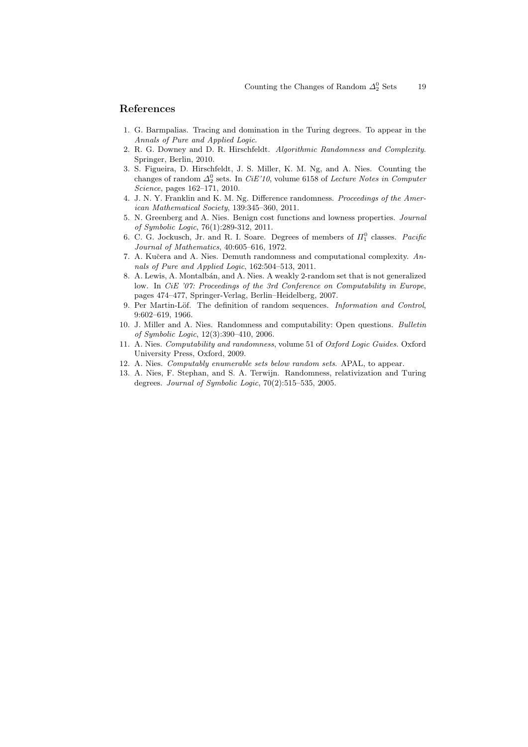## References

1. G. Barmpalias. Tracing and domination in the Turing degrees. To appear in the *Annals of Pure and Applied Logic*.
2. R. G. Downey and D. R. Hirschfeldt. *Algorithmic Randomness and Complexity*. Springer, Berlin, 2010.
3. S. Figueira, D. Hirschfeldt, J. S. Miller, K. M. Ng, and A. Nies. Counting the changes of random $\Delta^0_2$ sets. In *CiE'10*, volume 6158 of *Lecture Notes in Computer Science*, pages 162–171, 2010.
4. J. N. Y. Franklin and K. M. Ng. Difference randomness. *Proceedings of the American Mathematical Society*, 139:345–360, 2011.
5. N. Greenberg and A. Nies. Benign cost functions and lowness properties. *Journal of Symbolic Logic*, 76(1):289-312, 2011.
6. C. G. Jockusch, Jr. and R. I. Soare. Degrees of members of $\Pi^0_1$ classes. *Pacific Journal of Mathematics*, 40:605–616, 1972.
7. A. Kučera and A. Nies. Demuth randomness and computational complexity. *Annals of Pure and Applied Logic*, 162:504–513, 2011.
8. A. Lewis, A. Montalbán, and A. Nies. A weakly 2-random set that is not generalized low. In *CiE '07: Proceedings of the 3rd Conference on Computability in Europe*, pages 474–477, Springer-Verlag, Berlin–Heidelberg, 2007.
9. Per Martin-Löf. The definition of random sequences. *Information and Control*, 9:602–619, 1966.
10. J. Miller and A. Nies. Randomness and computability: Open questions. *Bulletin of Symbolic Logic*, 12(3):390–410, 2006.
11. A. Nies. *Computability and randomness*, volume 51 of *Oxford Logic Guides*. Oxford University Press, Oxford, 2009.
12. A. Nies. *Computably enumerable sets below random sets*. APAL, to appear.
13. A. Nies, F. Stephan, and S. A. Terwijn. Randomness, relativization and Turing degrees. *Journal of Symbolic Logic*, 70(2):515–535, 2005.